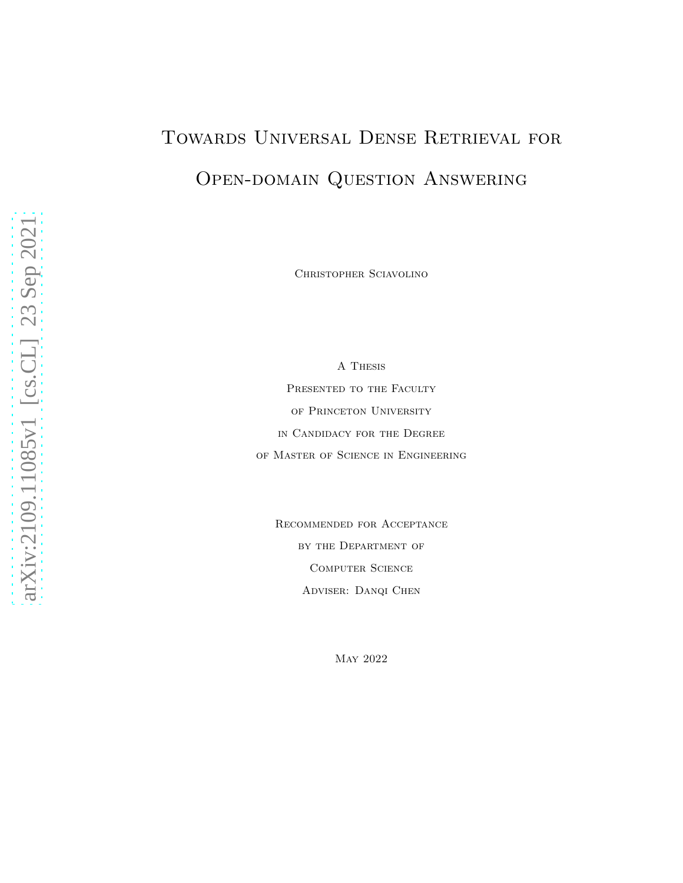# Towards Universal Dense Retrieval for Open-domain Question Answering

Christopher Sciavolino

A Thesis
Presented to the Faculty
of Princeton University
in Candidacy for the Degree
of Master of Science in Engineering

Recommended for Acceptance
by the Department of
Computer Science
Adviser: Danqi Chen

May 2022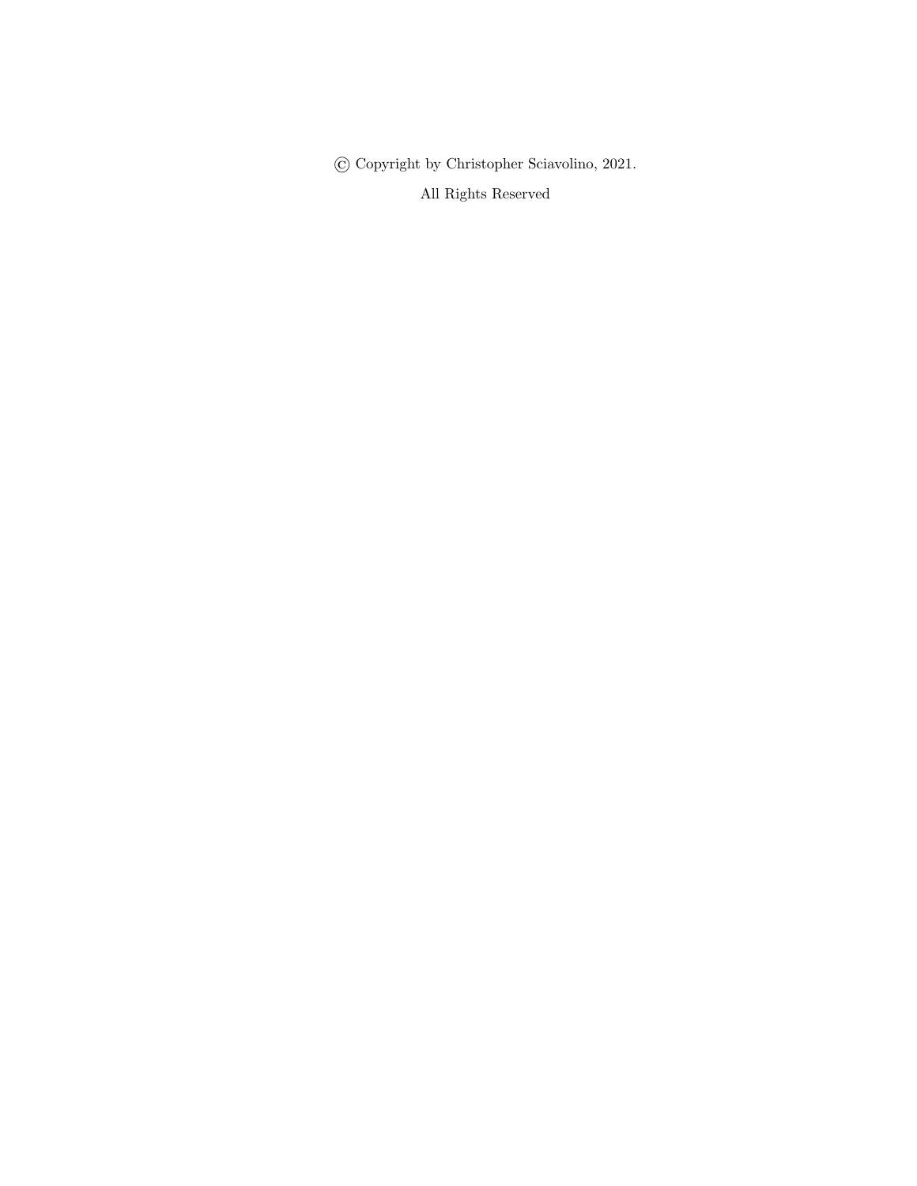© Copyright by Christopher Sciavolino, 2021.

All Rights Reserved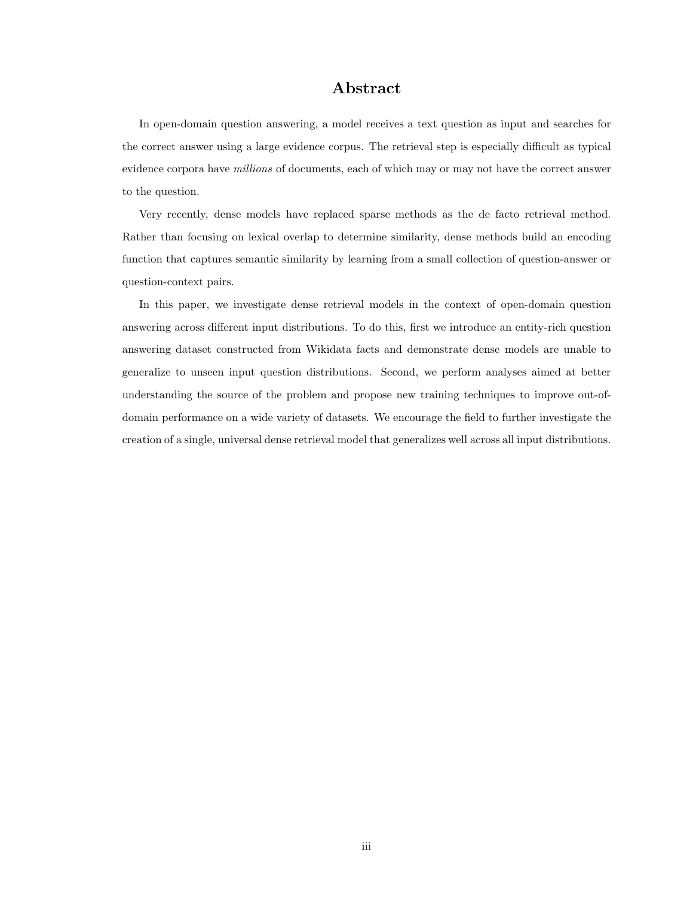# Abstract

In open-domain question answering, a model receives a text question as input and searches for the correct answer using a large evidence corpus. The retrieval step is especially difficult as typical evidence corpora have *millions* of documents, each of which may or may not have the correct answer to the question.

Very recently, dense models have replaced sparse methods as the de facto retrieval method. Rather than focusing on lexical overlap to determine similarity, dense methods build an encoding function that captures semantic similarity by learning from a small collection of question-answer or question-context pairs.

In this paper, we investigate dense retrieval models in the context of open-domain question answering across different input distributions. To do this, first we introduce an entity-rich question answering dataset constructed from Wikidata facts and demonstrate dense models are unable to generalize to unseen input question distributions. Second, we perform analyses aimed at better understanding the source of the problem and propose new training techniques to improve out-of-domain performance on a wide variety of datasets. We encourage the field to further investigate the creation of a single, universal dense retrieval model that generalizes well across all input distributions.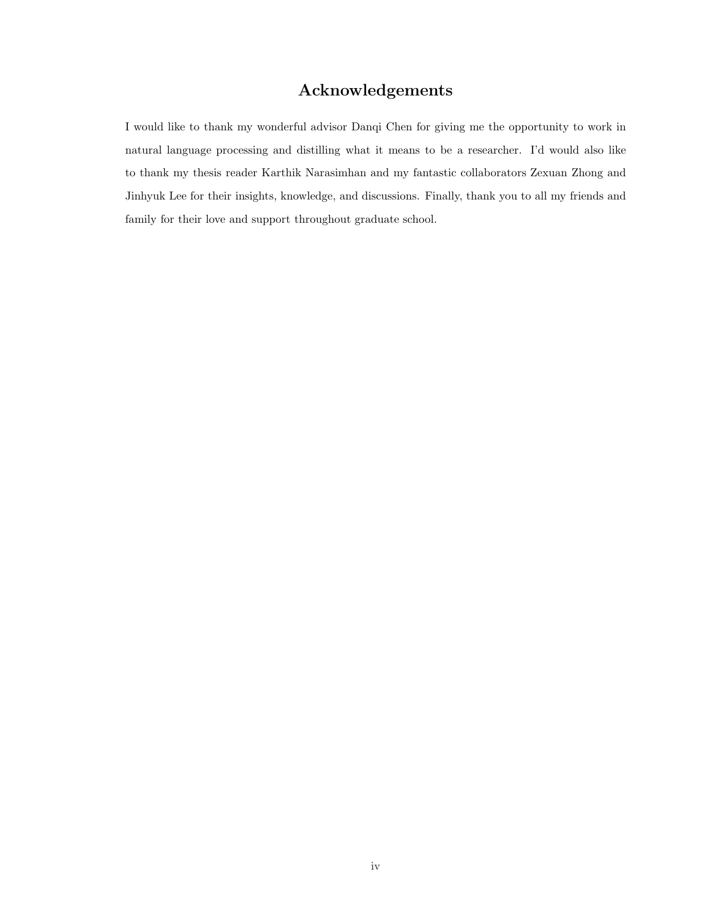# Acknowledgements

I would like to thank my wonderful advisor Danqi Chen for giving me the opportunity to work in natural language processing and distilling what it means to be a researcher. I'd would also like to thank my thesis reader Karthik Narasimhan and my fantastic collaborators Zexuan Zhong and Jinhyuk Lee for their insights, knowledge, and discussions. Finally, thank you to all my friends and family for their love and support throughout graduate school.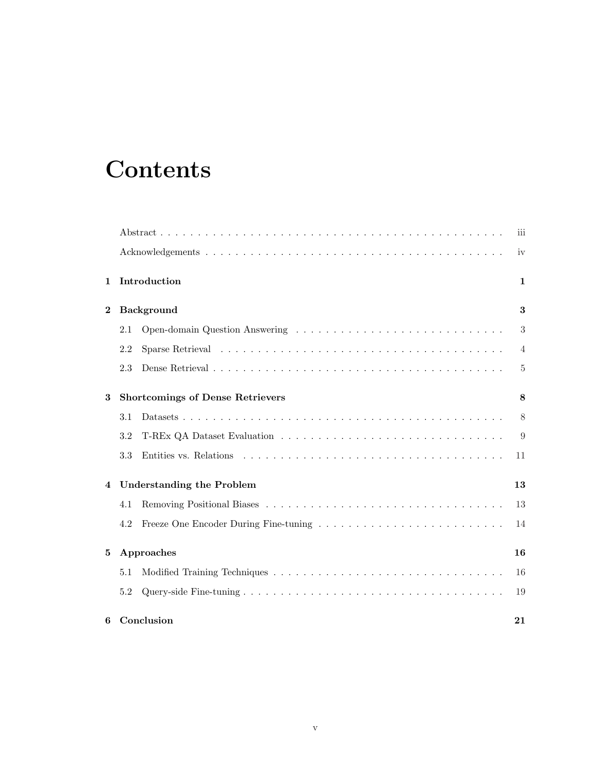# Contents

Abstract . . . . . . . . . . . . . . . . . . . . . . . . . . . . . . . . . . . . . . . . . . . . . . iii

Acknowledgements . . . . . . . . . . . . . . . . . . . . . . . . . . . . . . . . . . . . . . . . . iv

**1 Introduction** **1**

**2 Background** **3**

2.1 Open-domain Question Answering . . . . . . . . . . . . . . . . . . . . . . . . . . . . 3

2.2 Sparse Retrieval . . . . . . . . . . . . . . . . . . . . . . . . . . . . . . . . . . . . . . . 4

2.3 Dense Retrieval . . . . . . . . . . . . . . . . . . . . . . . . . . . . . . . . . . . . . . . 5

**3 Shortcomings of Dense Retrievers** **8**

3.1 Datasets . . . . . . . . . . . . . . . . . . . . . . . . . . . . . . . . . . . . . . . . . . . 8

3.2 T-REx QA Dataset Evaluation . . . . . . . . . . . . . . . . . . . . . . . . . . . . . . 9

3.3 Entities vs. Relations . . . . . . . . . . . . . . . . . . . . . . . . . . . . . . . . . . . 11

**4 Understanding the Problem** **13**

4.1 Removing Positional Biases . . . . . . . . . . . . . . . . . . . . . . . . . . . . . . . . 13

4.2 Freeze One Encoder During Fine-tuning . . . . . . . . . . . . . . . . . . . . . . . . . 14

**5 Approaches** **16**

5.1 Modified Training Techniques . . . . . . . . . . . . . . . . . . . . . . . . . . . . . . . 16

5.2 Query-side Fine-tuning . . . . . . . . . . . . . . . . . . . . . . . . . . . . . . . . . . 19

**6 Conclusion** **21**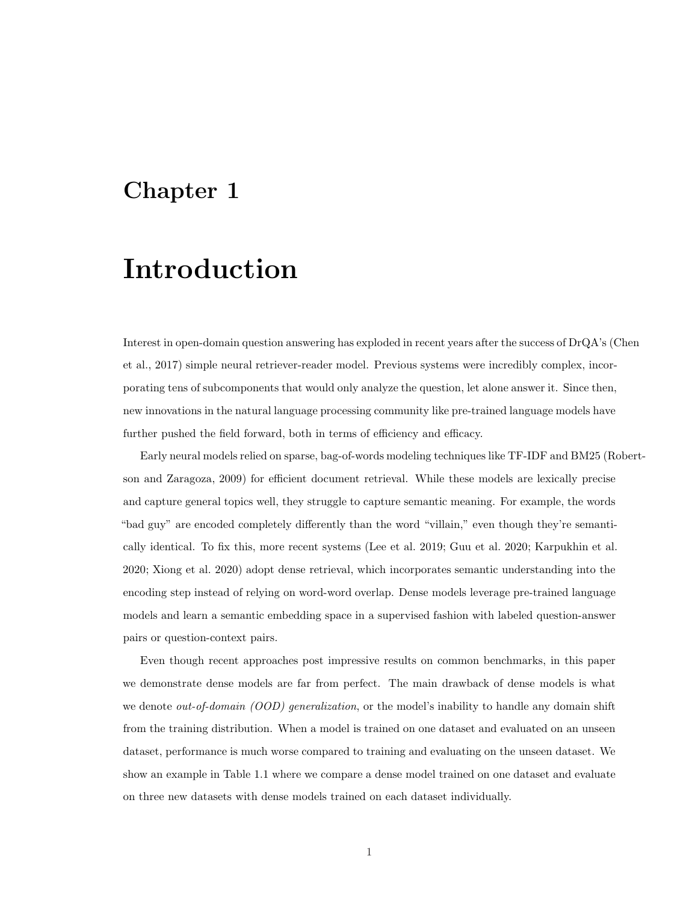# Chapter 1

# Introduction

Interest in open-domain question answering has exploded in recent years after the success of DrQA's (Chen et al., 2017) simple neural retriever-reader model. Previous systems were incredibly complex, incorporating tens of subcomponents that would only analyze the question, let alone answer it. Since then, new innovations in the natural language processing community like pre-trained language models have further pushed the field forward, both in terms of efficiency and efficacy.

Early neural models relied on sparse, bag-of-words modeling techniques like TF-IDF and BM25 (Robertson and Zaragoza, 2009) for efficient document retrieval. While these models are lexically precise and capture general topics well, they struggle to capture semantic meaning. For example, the words "bad guy" are encoded completely differently than the word "villain," even though they're semantically identical. To fix this, more recent systems (Lee et al. 2019; Guu et al. 2020; Karpukhin et al. 2020; Xiong et al. 2020) adopt dense retrieval, which incorporates semantic understanding into the encoding step instead of relying on word-word overlap. Dense models leverage pre-trained language models and learn a semantic embedding space in a supervised fashion with labeled question-answer pairs or question-context pairs.

Even though recent approaches post impressive results on common benchmarks, in this paper we demonstrate dense models are far from perfect. The main drawback of dense models is what we denote *out-of-domain (OOD) generalization*, or the model's inability to handle any domain shift from the training distribution. When a model is trained on one dataset and evaluated on an unseen dataset, performance is much worse compared to training and evaluating on the unseen dataset. We show an example in Table 1.1 where we compare a dense model trained on one dataset and evaluate on three new datasets with dense models trained on each dataset individually.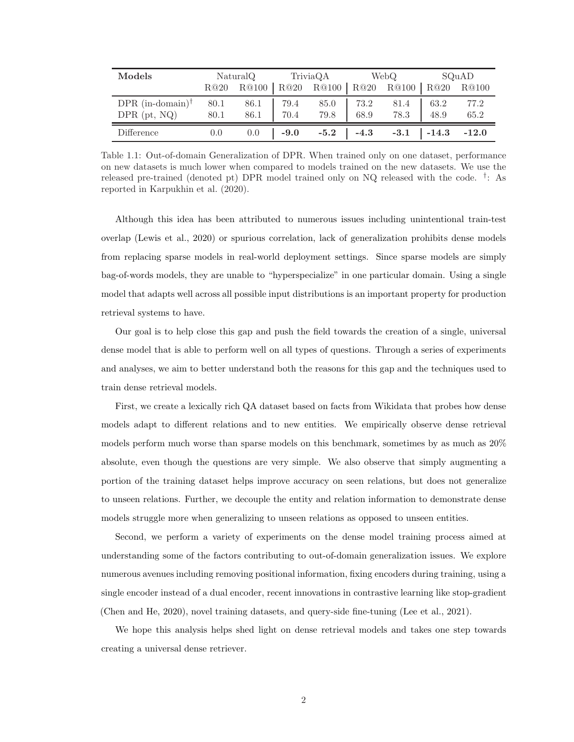| Models | NaturalQ | | TriviaQA | | WebQ | | SQuAD | |
|---|---|---|---|---|---|---|---|---|
| | R@20 | R@100 | R@20 | R@100 | R@20 | R@100 | R@20 | R@100 |
| DPR (in-domain)[†] | 80.1 | 86.1 | 79.4 | 85.0 | 73.2 | 81.4 | 63.2 | 77.2 |
| DPR (pt, NQ) | 80.1 | 86.1 | 70.4 | 79.8 | 68.9 | 78.3 | 48.9 | 65.2 |
| Difference | 0.0 | 0.0 | **-9.0** | **-5.2** | **-4.3** | **-3.1** | **-14.3** | **-12.0** |

Table 1.1: Out-of-domain Generalization of DPR. When trained only on one dataset, performance on new datasets is much lower when compared to models trained on the new datasets. We use the released pre-trained (denoted pt) DPR model trained only on NQ released with the code. [†]: As reported in Karpukhin et al. (2020).

Although this idea has been attributed to numerous issues including unintentional train-test overlap (Lewis et al., 2020) or spurious correlation, lack of generalization prohibits dense models from replacing sparse models in real-world deployment settings. Since sparse models are simply bag-of-words models, they are unable to "hyperspecialize" in one particular domain. Using a single model that adapts well across all possible input distributions is an important property for production retrieval systems to have.

Our goal is to help close this gap and push the field towards the creation of a single, universal dense model that is able to perform well on all types of questions. Through a series of experiments and analyses, we aim to better understand both the reasons for this gap and the techniques used to train dense retrieval models.

First, we create a lexically rich QA dataset based on facts from Wikidata that probes how dense models adapt to different relations and to new entities. We empirically observe dense retrieval models perform much worse than sparse models on this benchmark, sometimes by as much as 20% absolute, even though the questions are very simple. We also observe that simply augmenting a portion of the training dataset helps improve accuracy on seen relations, but does not generalize to unseen relations. Further, we decouple the entity and relation information to demonstrate dense models struggle more when generalizing to unseen relations as opposed to unseen entities.

Second, we perform a variety of experiments on the dense model training process aimed at understanding some of the factors contributing to out-of-domain generalization issues. We explore numerous avenues including removing positional information, fixing encoders during training, using a single encoder instead of a dual encoder, recent innovations in contrastive learning like stop-gradient (Chen and He, 2020), novel training datasets, and query-side fine-tuning (Lee et al., 2021).

We hope this analysis helps shed light on dense retrieval models and takes one step towards creating a universal dense retriever.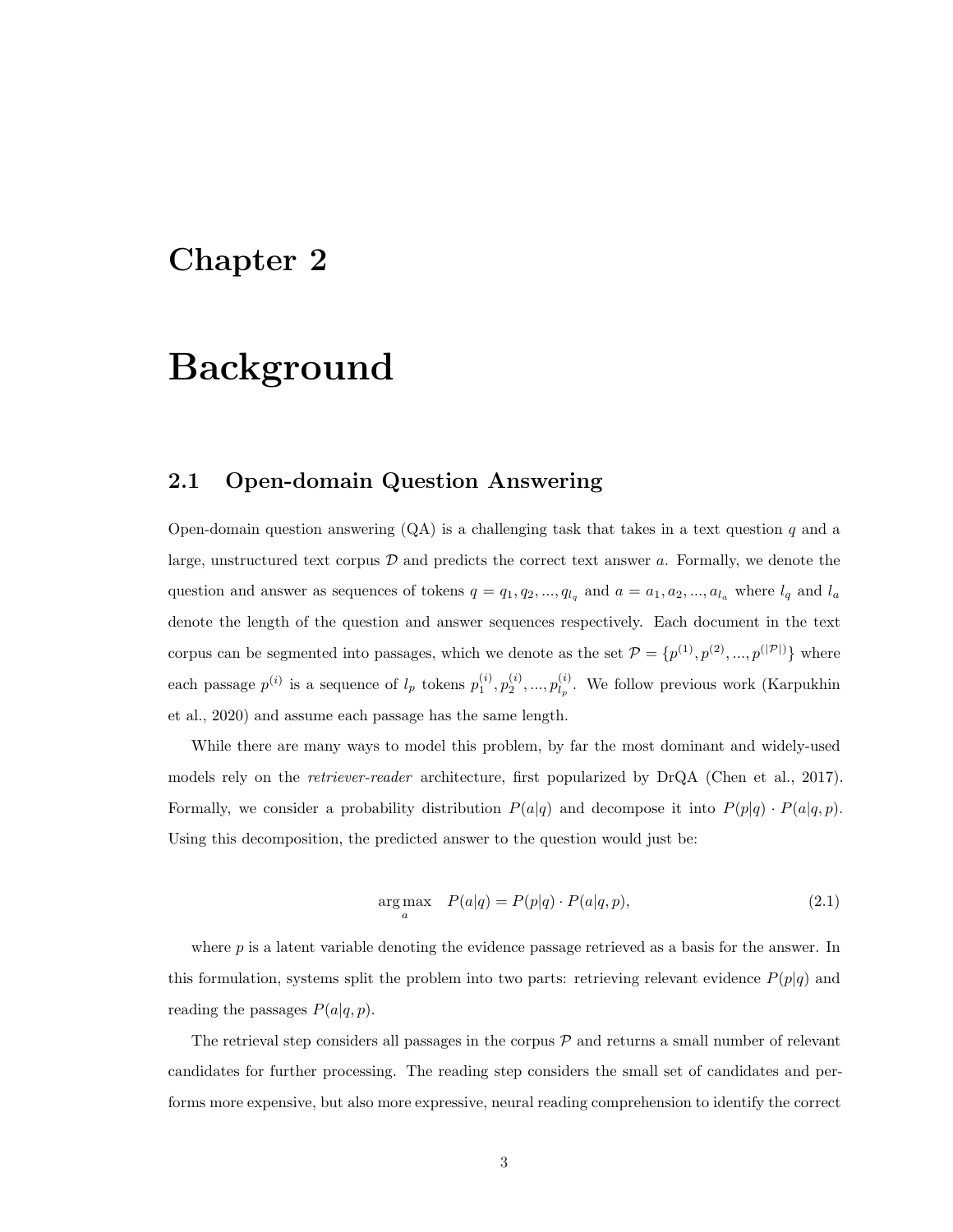# Chapter 2

# Background

## 2.1 Open-domain Question Answering

Open-domain question answering (QA) is a challenging task that takes in a text question $q$ and a large, unstructured text corpus $\mathcal{D}$ and predicts the correct text answer $a$. Formally, we denote the question and answer as sequences of tokens $q = q_1, q_2, ..., q_{l_q}$ and $a = a_1, a_2, ..., a_{l_a}$ where $l_q$ and $l_a$ denote the length of the question and answer sequences respectively. Each document in the text corpus can be segmented into passages, which we denote as the set $\mathcal{P} = \{p^{(1)}, p^{(2)}, ..., p^{(|\mathcal{P}|)}\}$ where each passage $p^{(i)}$ is a sequence of $l_p$ tokens $p_1^{(i)}, p_2^{(i)}, ..., p_{l_p}^{(i)}$. We follow previous work (Karpukhin et al., 2020) and assume each passage has the same length.

While there are many ways to model this problem, by far the most dominant and widely-used models rely on the *retriever-reader* architecture, first popularized by DrQA (Chen et al., 2017). Formally, we consider a probability distribution $P(a|q)$ and decompose it into $P(p|q) \cdot P(a|q, p)$. Using this decomposition, the predicted answer to the question would just be:

$$\arg\max_{a} \quad P(a|q) = P(p|q) \cdot P(a|q, p), \tag{2.1}$$

where $p$ is a latent variable denoting the evidence passage retrieved as a basis for the answer. In this formulation, systems split the problem into two parts: retrieving relevant evidence $P(p|q)$ and reading the passages $P(a|q, p)$.

The retrieval step considers all passages in the corpus $\mathcal{P}$ and returns a small number of relevant candidates for further processing. The reading step considers the small set of candidates and performs more expensive, but also more expressive, neural reading comprehension to identify the correct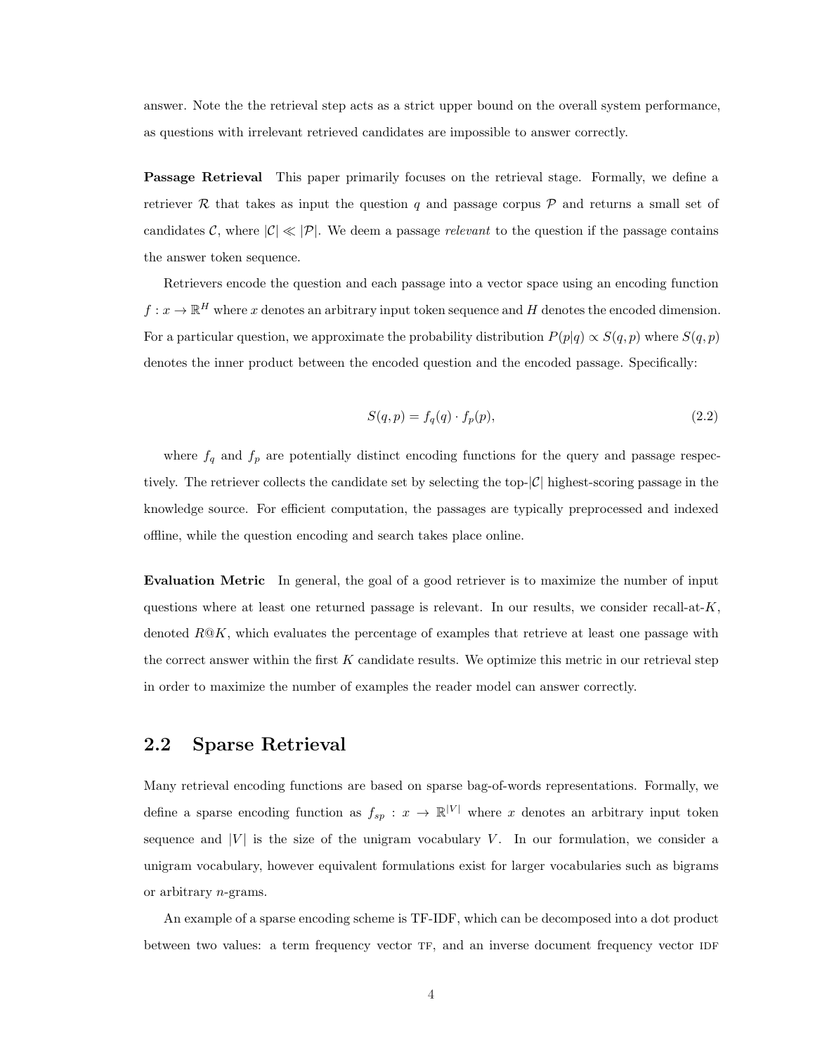answer. Note the the retrieval step acts as a strict upper bound on the overall system performance, as questions with irrelevant retrieved candidates are impossible to answer correctly.

**Passage Retrieval** This paper primarily focuses on the retrieval stage. Formally, we define a retriever $\mathcal{R}$ that takes as input the question $q$ and passage corpus $\mathcal{P}$ and returns a small set of candidates $\mathcal{C}$, where $|\mathcal{C}| \ll |\mathcal{P}|$. We deem a passage *relevant* to the question if the passage contains the answer token sequence.

Retrievers encode the question and each passage into a vector space using an encoding function $f : x \to \mathbb{R}^H$ where $x$ denotes an arbitrary input token sequence and $H$ denotes the encoded dimension. For a particular question, we approximate the probability distribution $P(p|q) \propto S(q,p)$ where $S(q,p)$ denotes the inner product between the encoded question and the encoded passage. Specifically:

$$S(q,p) = f_q(q) \cdot f_p(p), \tag{2.2}$$

where $f_q$ and $f_p$ are potentially distinct encoding functions for the query and passage respectively. The retriever collects the candidate set by selecting the top-$|\mathcal{C}|$ highest-scoring passage in the knowledge source. For efficient computation, the passages are typically preprocessed and indexed offline, while the question encoding and search takes place online.

**Evaluation Metric** In general, the goal of a good retriever is to maximize the number of input questions where at least one returned passage is relevant. In our results, we consider recall-at-$K$, denoted $R@K$, which evaluates the percentage of examples that retrieve at least one passage with the correct answer within the first $K$ candidate results. We optimize this metric in our retrieval step in order to maximize the number of examples the reader model can answer correctly.

## 2.2 Sparse Retrieval

Many retrieval encoding functions are based on sparse bag-of-words representations. Formally, we define a sparse encoding function as $f_{sp} : x \to \mathbb{R}^{|V|}$ where $x$ denotes an arbitrary input token sequence and $|V|$ is the size of the unigram vocabulary $V$. In our formulation, we consider a unigram vocabulary, however equivalent formulations exist for larger vocabularies such as bigrams or arbitrary $n$-grams.

An example of a sparse encoding scheme is TF-IDF, which can be decomposed into a dot product between two values: a term frequency vector $\textsc{tf}$, and an inverse document frequency vector $\textsc{idf}$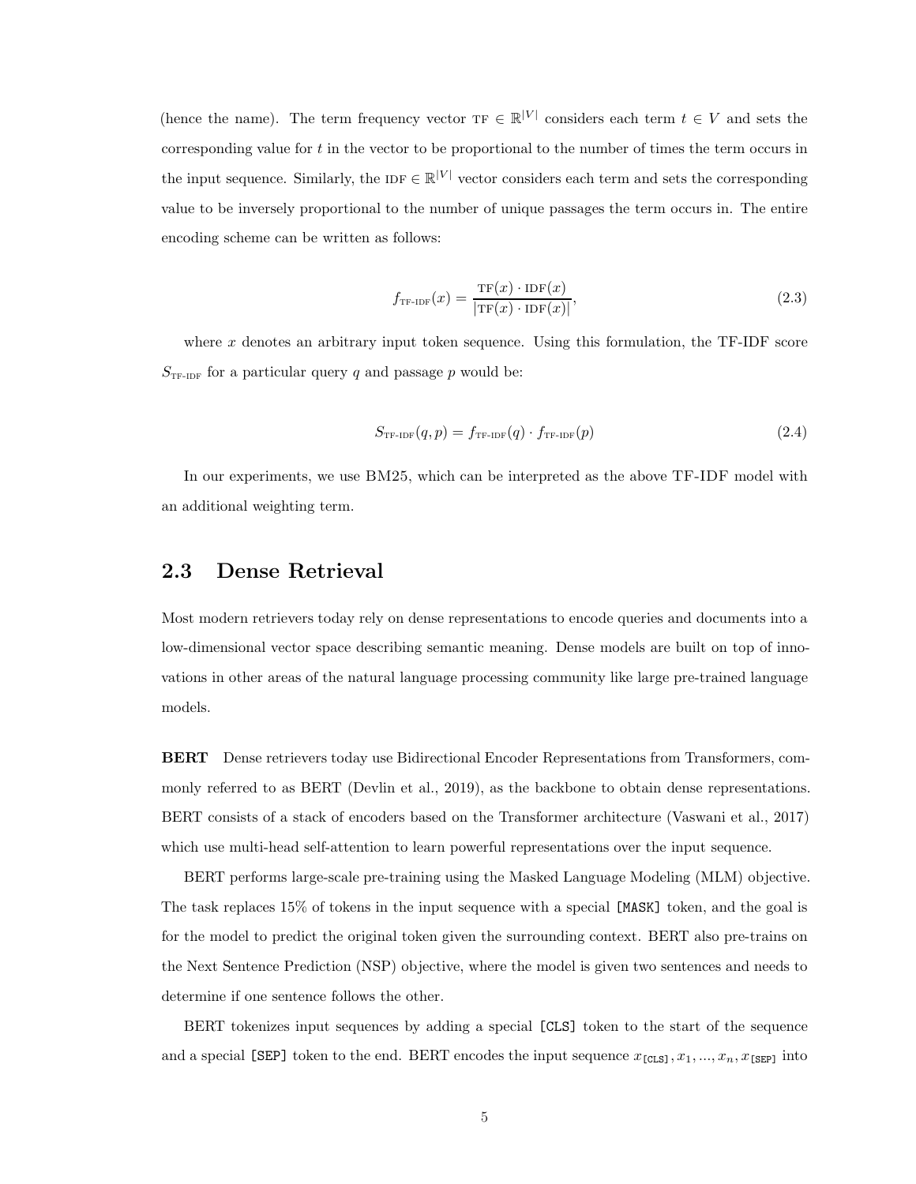(hence the name). The term frequency vector $\text{TF} \in \mathbb{R}^{|V|}$ considers each term $t \in V$ and sets the corresponding value for $t$ in the vector to be proportional to the number of times the term occurs in the input sequence. Similarly, the $\text{IDF} \in \mathbb{R}^{|V|}$ vector considers each term and sets the corresponding value to be inversely proportional to the number of unique passages the term occurs in. The entire encoding scheme can be written as follows:

$$f_{\text{TF-IDF}}(x) = \frac{\text{TF}(x) \cdot \text{IDF}(x)}{|\text{TF}(x) \cdot \text{IDF}(x)|}, \tag{2.3}$$

where $x$ denotes an arbitrary input token sequence. Using this formulation, the TF-IDF score $S_{\text{TF-IDF}}$ for a particular query $q$ and passage $p$ would be:

$$S_{\text{TF-IDF}}(q, p) = f_{\text{TF-IDF}}(q) \cdot f_{\text{TF-IDF}}(p) \tag{2.4}$$

In our experiments, we use BM25, which can be interpreted as the above TF-IDF model with an additional weighting term.

## 2.3 Dense Retrieval

Most modern retrievers today rely on dense representations to encode queries and documents into a low-dimensional vector space describing semantic meaning. Dense models are built on top of innovations in other areas of the natural language processing community like large pre-trained language models.

**BERT** Dense retrievers today use Bidirectional Encoder Representations from Transformers, commonly referred to as BERT (Devlin et al., 2019), as the backbone to obtain dense representations. BERT consists of a stack of encoders based on the Transformer architecture (Vaswani et al., 2017) which use multi-head self-attention to learn powerful representations over the input sequence.

BERT performs large-scale pre-training using the Masked Language Modeling (MLM) objective. The task replaces 15% of tokens in the input sequence with a special `[MASK]` token, and the goal is for the model to predict the original token given the surrounding context. BERT also pre-trains on the Next Sentence Prediction (NSP) objective, where the model is given two sentences and needs to determine if one sentence follows the other.

BERT tokenizes input sequences by adding a special `[CLS]` token to the start of the sequence and a special `[SEP]` token to the end. BERT encodes the input sequence $x_{\texttt{[CLS]}}, x_1, ..., x_n, x_{\texttt{[SEP]}}$ into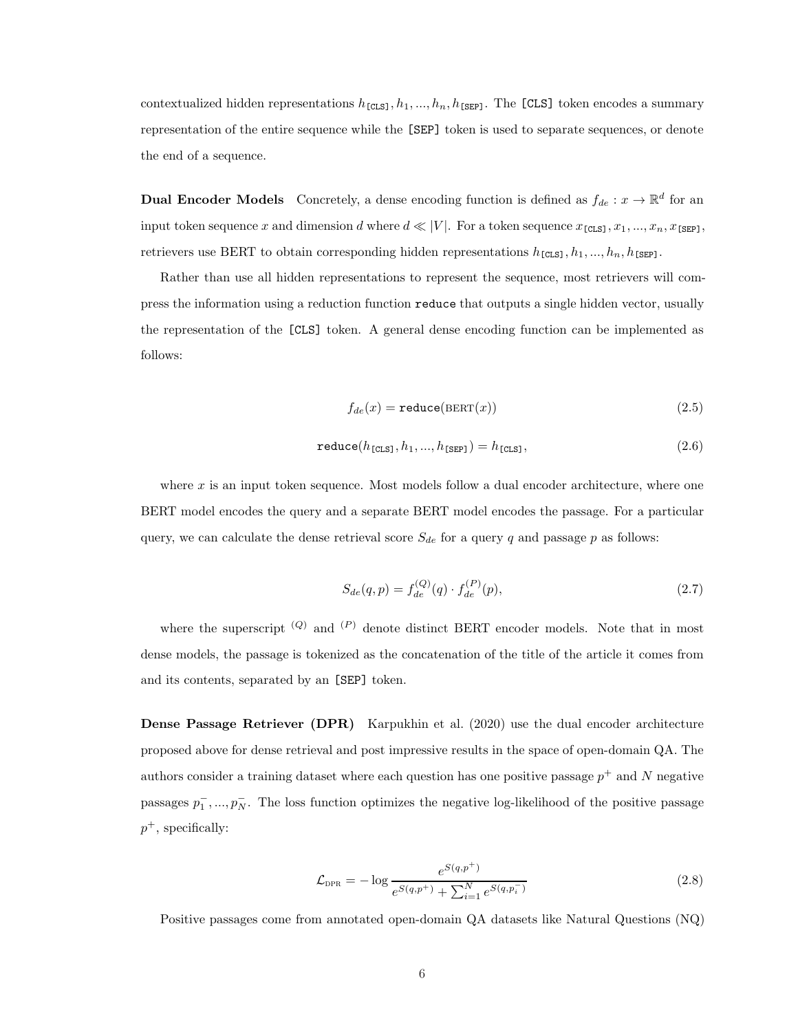contextualized hidden representations $h_{\texttt{[CLS]}}, h_1, ..., h_n, h_{\texttt{[SEP]}}$. The `[CLS]` token encodes a summary representation of the entire sequence while the `[SEP]` token is used to separate sequences, or denote the end of a sequence.

**Dual Encoder Models** Concretely, a dense encoding function is defined as $f_{de} : x \rightarrow \mathbb{R}^d$ for an input token sequence $x$ and dimension $d$ where $d \ll |V|$. For a token sequence $x_{\texttt{[CLS]}}, x_1, ..., x_n, x_{\texttt{[SEP]}}$, retrievers use BERT to obtain corresponding hidden representations $h_{\texttt{[CLS]}}, h_1, ..., h_n, h_{\texttt{[SEP]}}$.

Rather than use all hidden representations to represent the sequence, most retrievers will compress the information using a reduction function `reduce` that outputs a single hidden vector, usually the representation of the `[CLS]` token. A general dense encoding function can be implemented as follows:

$$f_{de}(x) = \texttt{reduce}(\text{BERT}(x)) \tag{2.5}$$

$$\texttt{reduce}(h_{\texttt{[CLS]}}, h_1, ..., h_{\texttt{[SEP]}}) = h_{\texttt{[CLS]}}, \tag{2.6}$$

where $x$ is an input token sequence. Most models follow a dual encoder architecture, where one BERT model encodes the query and a separate BERT model encodes the passage. For a particular query, we can calculate the dense retrieval score $S_{de}$ for a query $q$ and passage $p$ as follows:

$$S_{de}(q, p) = f_{de}^{(Q)}(q) \cdot f_{de}^{(P)}(p), \tag{2.7}$$

where the superscript $^{(Q)}$ and $^{(P)}$ denote distinct BERT encoder models. Note that in most dense models, the passage is tokenized as the concatenation of the title of the article it comes from and its contents, separated by an `[SEP]` token.

**Dense Passage Retriever (DPR)** Karpukhin et al. (2020) use the dual encoder architecture proposed above for dense retrieval and post impressive results in the space of open-domain QA. The authors consider a training dataset where each question has one positive passage $p^+$ and $N$ negative passages $p_1^-, ..., p_N^-$. The loss function optimizes the negative log-likelihood of the positive passage $p^+$, specifically:

$$\mathcal{L}_{\text{DPR}} = -\log \frac{e^{S(q,p^+)}}{e^{S(q,p^+)} + \sum_{i=1}^{N} e^{S(q,p_i^-)}} \tag{2.8}$$

Positive passages come from annotated open-domain QA datasets like Natural Questions (NQ)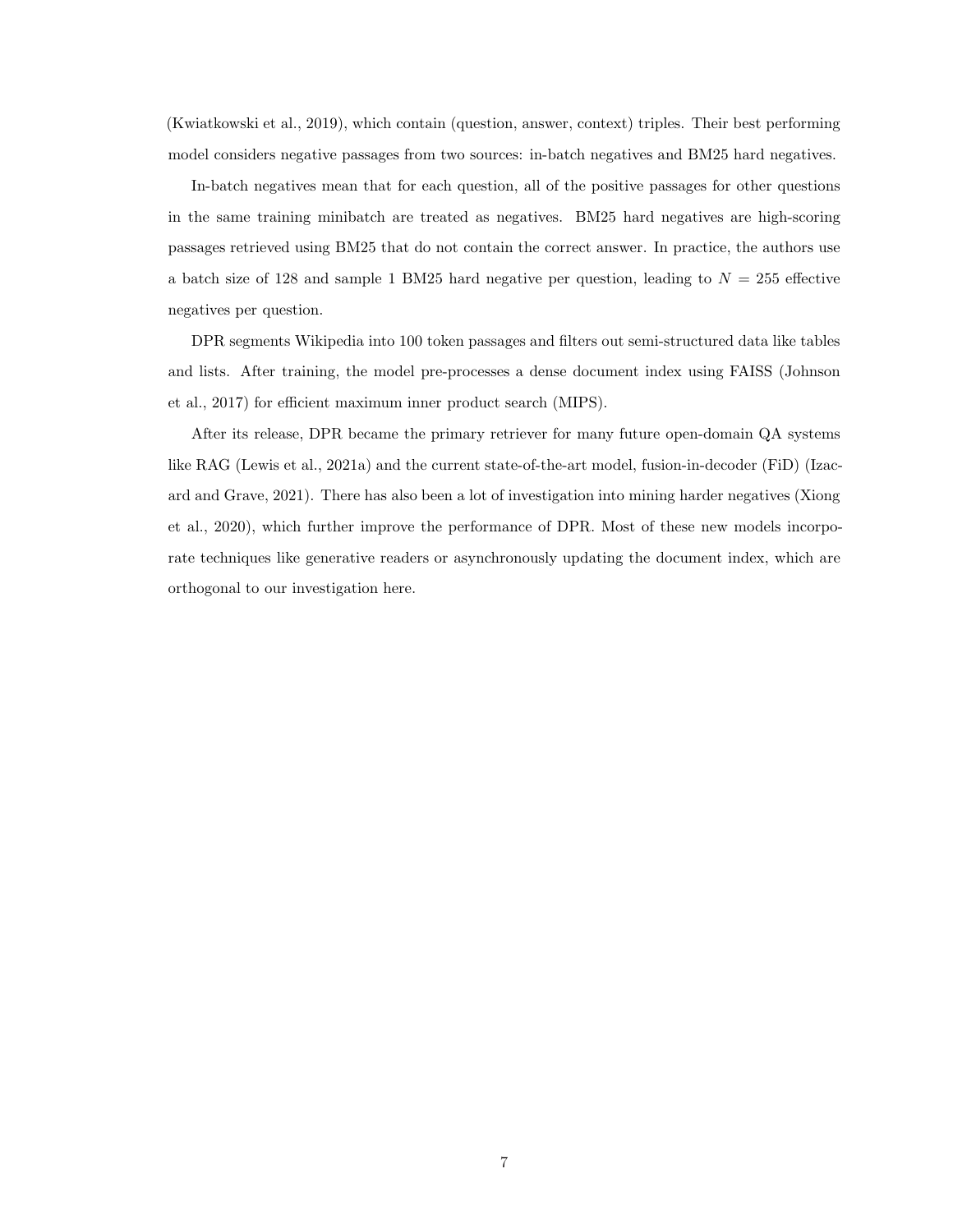(Kwiatkowski et al., 2019), which contain (question, answer, context) triples. Their best performing model considers negative passages from two sources: in-batch negatives and BM25 hard negatives.

In-batch negatives mean that for each question, all of the positive passages for other questions in the same training minibatch are treated as negatives. BM25 hard negatives are high-scoring passages retrieved using BM25 that do not contain the correct answer. In practice, the authors use a batch size of 128 and sample 1 BM25 hard negative per question, leading to $N = 255$ effective negatives per question.

DPR segments Wikipedia into 100 token passages and filters out semi-structured data like tables and lists. After training, the model pre-processes a dense document index using FAISS (Johnson et al., 2017) for efficient maximum inner product search (MIPS).

After its release, DPR became the primary retriever for many future open-domain QA systems like RAG (Lewis et al., 2021a) and the current state-of-the-art model, fusion-in-decoder (FiD) (Izacard and Grave, 2021). There has also been a lot of investigation into mining harder negatives (Xiong et al., 2020), which further improve the performance of DPR. Most of these new models incorporate techniques like generative readers or asynchronously updating the document index, which are orthogonal to our investigation here.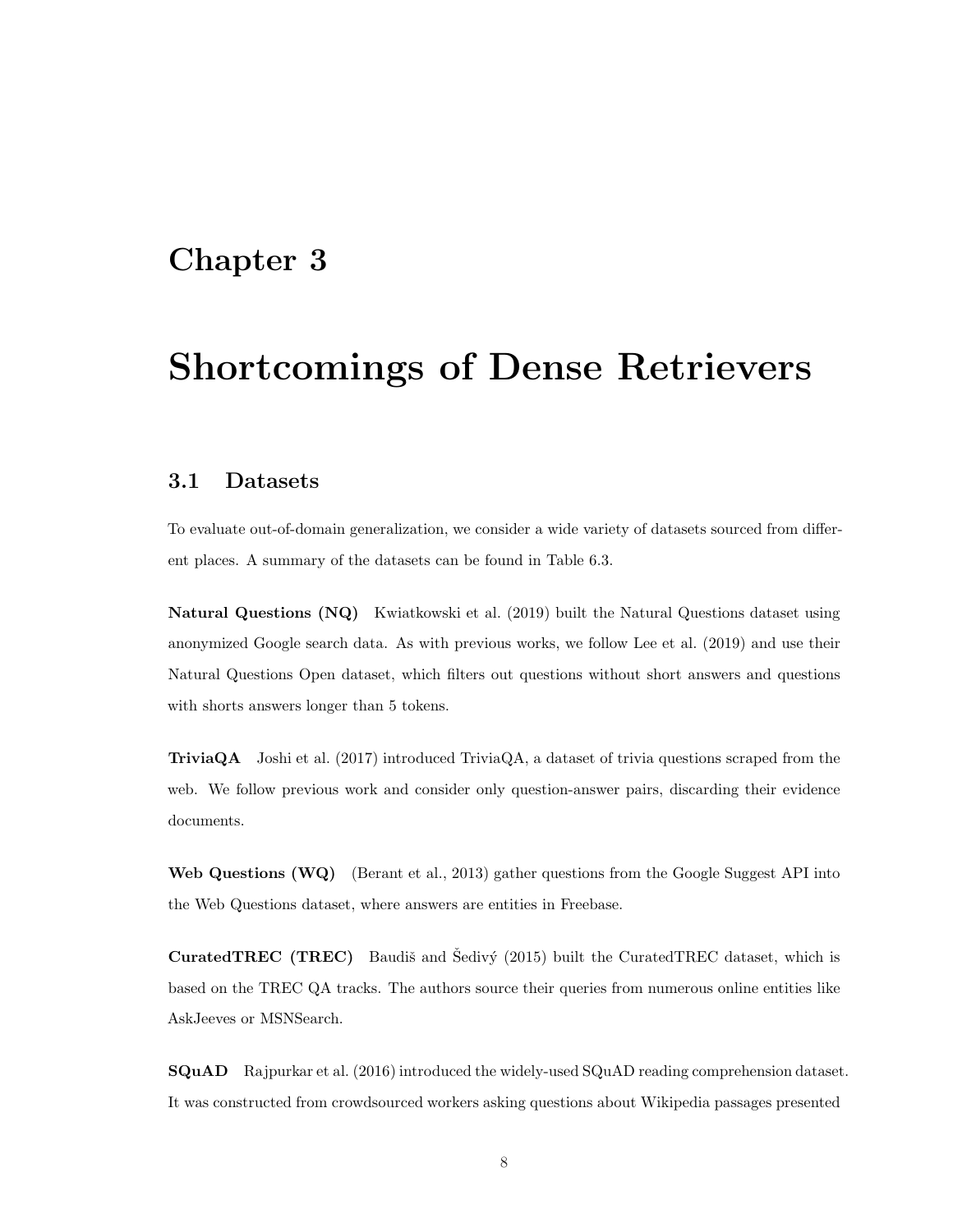# Chapter 3

# Shortcomings of Dense Retrievers

## 3.1 Datasets

To evaluate out-of-domain generalization, we consider a wide variety of datasets sourced from different places. A summary of the datasets can be found in Table 6.3.

**Natural Questions (NQ)** Kwiatkowski et al. (2019) built the Natural Questions dataset using anonymized Google search data. As with previous works, we follow Lee et al. (2019) and use their Natural Questions Open dataset, which filters out questions without short answers and questions with shorts answers longer than 5 tokens.

**TriviaQA** Joshi et al. (2017) introduced TriviaQA, a dataset of trivia questions scraped from the web. We follow previous work and consider only question-answer pairs, discarding their evidence documents.

**Web Questions (WQ)** (Berant et al., 2013) gather questions from the Google Suggest API into the Web Questions dataset, where answers are entities in Freebase.

**CuratedTREC (TREC)** Baudiš and Šedivý (2015) built the CuratedTREC dataset, which is based on the TREC QA tracks. The authors source their queries from numerous online entities like AskJeeves or MSNSearch.

**SQuAD** Rajpurkar et al. (2016) introduced the widely-used SQuAD reading comprehension dataset. It was constructed from crowdsourced workers asking questions about Wikipedia passages presented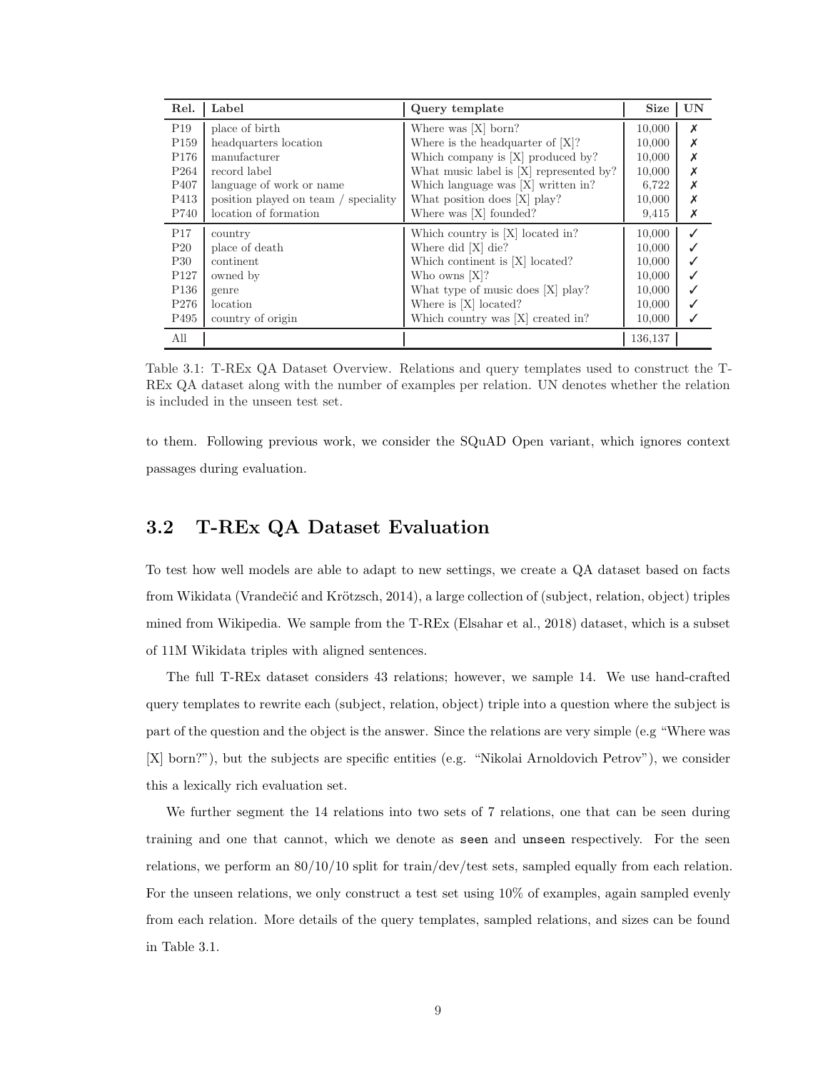| Rel. | Label | Query template | Size | UN |
| --- | --- | --- | --- | --- |
| P19 | place of birth | Where was [X] born? | 10,000 | ✗ |
| P159 | headquarters location | Where is the headquarter of [X]? | 10,000 | ✗ |
| P176 | manufacturer | Which company is [X] produced by? | 10,000 | ✗ |
| P264 | record label | What music label is [X] represented by? | 10,000 | ✗ |
| P407 | language of work or name | Which language was [X] written in? | 6,722 | ✗ |
| P413 | position played on team / speciality | What position does [X] play? | 10,000 | ✗ |
| P740 | location of formation | Where was [X] founded? | 9,415 | ✗ |
| P17 | country | Which country is [X] located in? | 10,000 | ✓ |
| P20 | place of death | Where did [X] die? | 10,000 | ✓ |
| P30 | continent | Which continent is [X] located? | 10,000 | ✓ |
| P127 | owned by | Who owns [X]? | 10,000 | ✓ |
| P136 | genre | What type of music does [X] play? | 10,000 | ✓ |
| P276 | location | Where is [X] located? | 10,000 | ✓ |
| P495 | country of origin | Which country was [X] created in? | 10,000 | ✓ |
| All | | | 136,137 | |

Table 3.1: T-REx QA Dataset Overview. Relations and query templates used to construct the T-REx QA dataset along with the number of examples per relation. UN denotes whether the relation is included in the unseen test set.

to them. Following previous work, we consider the SQuAD Open variant, which ignores context passages during evaluation.

## 3.2 T-REx QA Dataset Evaluation

To test how well models are able to adapt to new settings, we create a QA dataset based on facts from Wikidata (Vrandečić and Krötzsch, 2014), a large collection of (subject, relation, object) triples mined from Wikipedia. We sample from the T-REx (Elsahar et al., 2018) dataset, which is a subset of 11M Wikidata triples with aligned sentences.

The full T-REx dataset considers 43 relations; however, we sample 14. We use hand-crafted query templates to rewrite each (subject, relation, object) triple into a question where the subject is part of the question and the object is the answer. Since the relations are very simple (e.g "Where was [X] born?"), but the subjects are specific entities (e.g. "Nikolai Arnoldovich Petrov"), we consider this a lexically rich evaluation set.

We further segment the 14 relations into two sets of 7 relations, one that can be seen during training and one that cannot, which we denote as `seen` and `unseen` respectively. For the seen relations, we perform an 80/10/10 split for train/dev/test sets, sampled equally from each relation. For the unseen relations, we only construct a test set using 10% of examples, again sampled evenly from each relation. More details of the query templates, sampled relations, and sizes can be found in Table 3.1.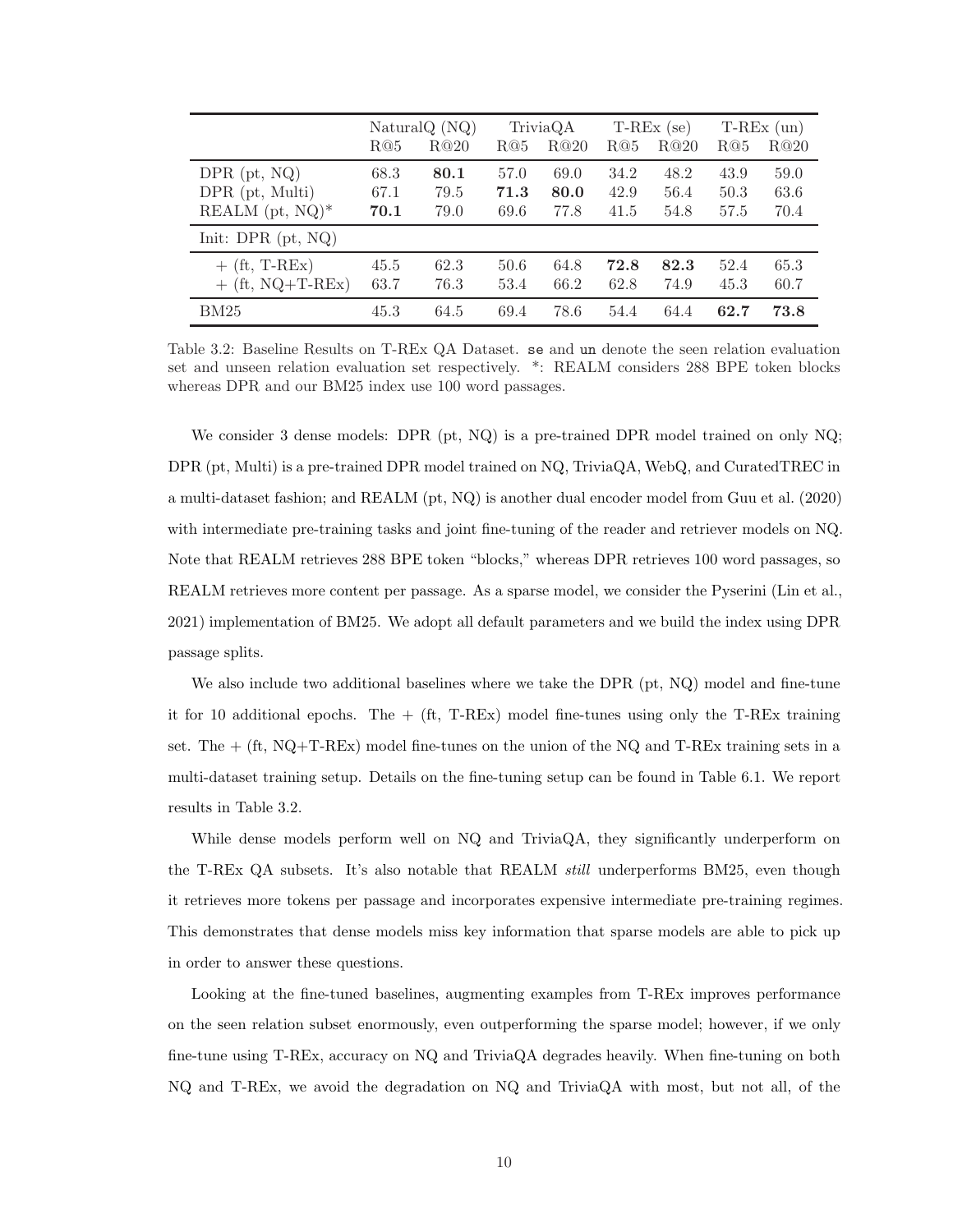|  | NaturalQ (NQ) |  | TriviaQA |  | T-REx (se) |  | T-REx (un) |  |
|---|---|---|---|---|---|---|---|---|
|  | R@5 | R@20 | R@5 | R@20 | R@5 | R@20 | R@5 | R@20 |
| DPR (pt, NQ) | 68.3 | **80.1** | 57.0 | 69.0 | 34.2 | 48.2 | 43.9 | 59.0 |
| DPR (pt, Multi) | 67.1 | 79.5 | **71.3** | **80.0** | 42.9 | 56.4 | 50.3 | 63.6 |
| REALM (pt, NQ)* | **70.1** | 79.0 | 69.6 | 77.8 | 41.5 | 54.8 | 57.5 | 70.4 |
| Init: DPR (pt, NQ) |  |  |  |  |  |  |  |  |
| + (ft, T-REx) | 45.5 | 62.3 | 50.6 | 64.8 | **72.8** | **82.3** | 52.4 | 65.3 |
| + (ft, NQ+T-REx) | 63.7 | 76.3 | 53.4 | 66.2 | 62.8 | 74.9 | 45.3 | 60.7 |
| BM25 | 45.3 | 64.5 | 69.4 | 78.6 | 54.4 | 64.4 | **62.7** | **73.8** |

Table 3.2: Baseline Results on T-REx QA Dataset. `se` and `un` denote the seen relation evaluation set and unseen relation evaluation set respectively. *: REALM considers 288 BPE token blocks whereas DPR and our BM25 index use 100 word passages.

We consider 3 dense models: DPR (pt, NQ) is a pre-trained DPR model trained on only NQ; DPR (pt, Multi) is a pre-trained DPR model trained on NQ, TriviaQA, WebQ, and CuratedTREC in a multi-dataset fashion; and REALM (pt, NQ) is another dual encoder model from Guu et al. (2020) with intermediate pre-training tasks and joint fine-tuning of the reader and retriever models on NQ. Note that REALM retrieves 288 BPE token "blocks," whereas DPR retrieves 100 word passages, so REALM retrieves more content per passage. As a sparse model, we consider the Pyserini (Lin et al., 2021) implementation of BM25. We adopt all default parameters and we build the index using DPR passage splits.

We also include two additional baselines where we take the DPR (pt, NQ) model and fine-tune it for 10 additional epochs. The + (ft, T-REx) model fine-tunes using only the T-REx training set. The + (ft, NQ+T-REx) model fine-tunes on the union of the NQ and T-REx training sets in a multi-dataset training setup. Details on the fine-tuning setup can be found in Table 6.1. We report results in Table 3.2.

While dense models perform well on NQ and TriviaQA, they significantly underperform on the T-REx QA subsets. It's also notable that REALM *still* underperforms BM25, even though it retrieves more tokens per passage and incorporates expensive intermediate pre-training regimes. This demonstrates that dense models miss key information that sparse models are able to pick up in order to answer these questions.

Looking at the fine-tuned baselines, augmenting examples from T-REx improves performance on the seen relation subset enormously, even outperforming the sparse model; however, if we only fine-tune using T-REx, accuracy on NQ and TriviaQA degrades heavily. When fine-tuning on both NQ and T-REx, we avoid the degradation on NQ and TriviaQA with most, but not all, of the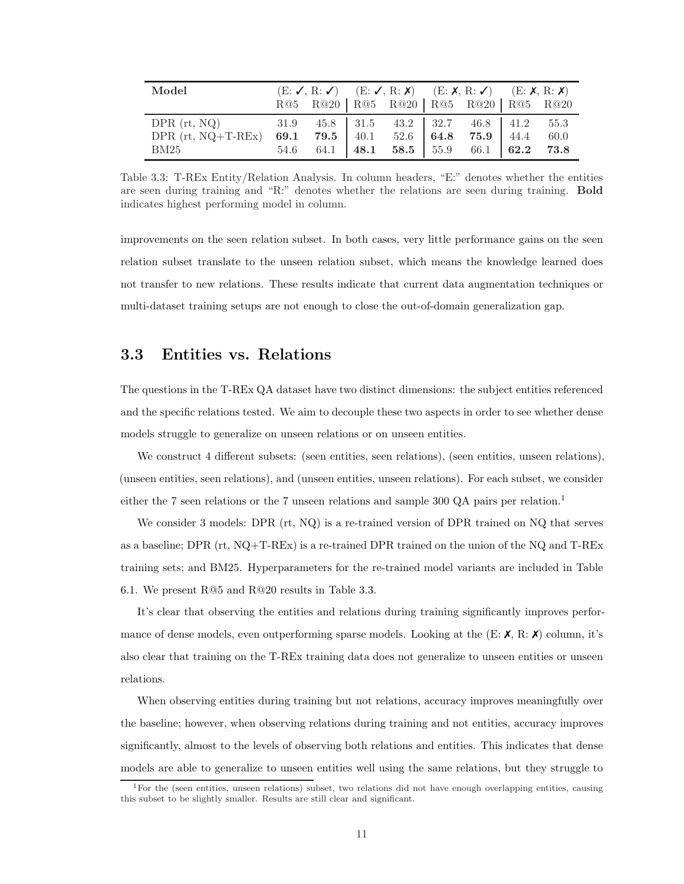| Model | (E: ✓, R: ✓) | | (E: ✓, R: ✗) | | (E: ✗, R: ✓) | | (E: ✗, R: ✗) | |
|---|---|---|---|---|---|---|---|---|
| | R@5 | R@20 | R@5 | R@20 | R@5 | R@20 | R@5 | R@20 |
| DPR (rt, NQ) | 31.9 | 45.8 | 31.5 | 43.2 | 32.7 | 46.8 | 41.2 | 55.3 |
| DPR (rt, NQ+T-REx) | **69.1** | **79.5** | 40.1 | 52.6 | **64.8** | **75.9** | 44.4 | 60.0 |
| BM25 | 54.6 | 64.1 | **48.1** | **58.5** | 55.9 | 66.1 | **62.2** | **73.8** |

Table 3.3: T-REx Entity/Relation Analysis. In column headers, "E:" denotes whether the entities are seen during training and "R:" denotes whether the relations are seen during training. **Bold** indicates highest performing model in column.

improvements on the seen relation subset. In both cases, very little performance gains on the seen relation subset translate to the unseen relation subset, which means the knowledge learned does not transfer to new relations. These results indicate that current data augmentation techniques or multi-dataset training setups are not enough to close the out-of-domain generalization gap.

## 3.3 Entities vs. Relations

The questions in the T-REx QA dataset have two distinct dimensions: the subject entities referenced and the specific relations tested. We aim to decouple these two aspects in order to see whether dense models struggle to generalize on unseen relations or on unseen entities.

We construct 4 different subsets: (seen entities, seen relations), (seen entities, unseen relations), (unseen entities, seen relations), and (unseen entities, unseen relations). For each subset, we consider either the 7 seen relations or the 7 unseen relations and sample 300 QA pairs per relation.[1]

We consider 3 models: DPR (rt, NQ) is a re-trained version of DPR trained on NQ that serves as a baseline; DPR (rt, NQ+T-REx) is a re-trained DPR trained on the union of the NQ and T-REx training sets; and BM25. Hyperparameters for the re-trained model variants are included in Table 6.1. We present R@5 and R@20 results in Table 3.3.

It's clear that observing the entities and relations during training significantly improves performance of dense models, even outperforming sparse models. Looking at the (E: ✗, R: ✗) column, it's also clear that training on the T-REx training data does not generalize to unseen entities or unseen relations.

When observing entities during training but not relations, accuracy improves meaningfully over the baseline; however, when observing relations during training and not entities, accuracy improves significantly, almost to the levels of observing both relations and entities. This indicates that dense models are able to generalize to unseen entities well using the same relations, but they struggle to

[1] For the (seen entities, unseen relations) subset, two relations did not have enough overlapping entities, causing this subset to be slightly smaller. Results are still clear and significant.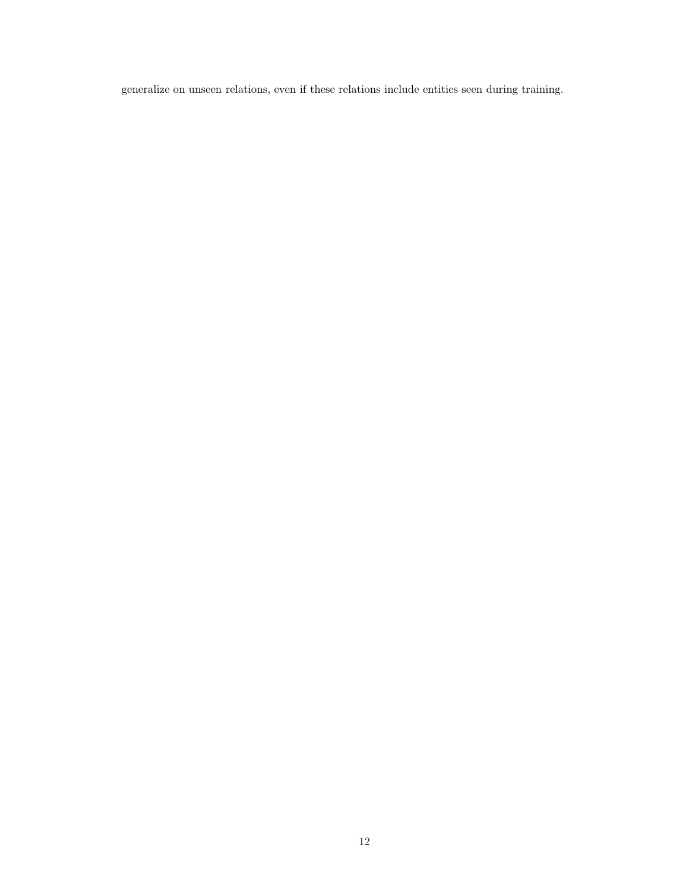generalize on unseen relations, even if these relations include entities seen during training.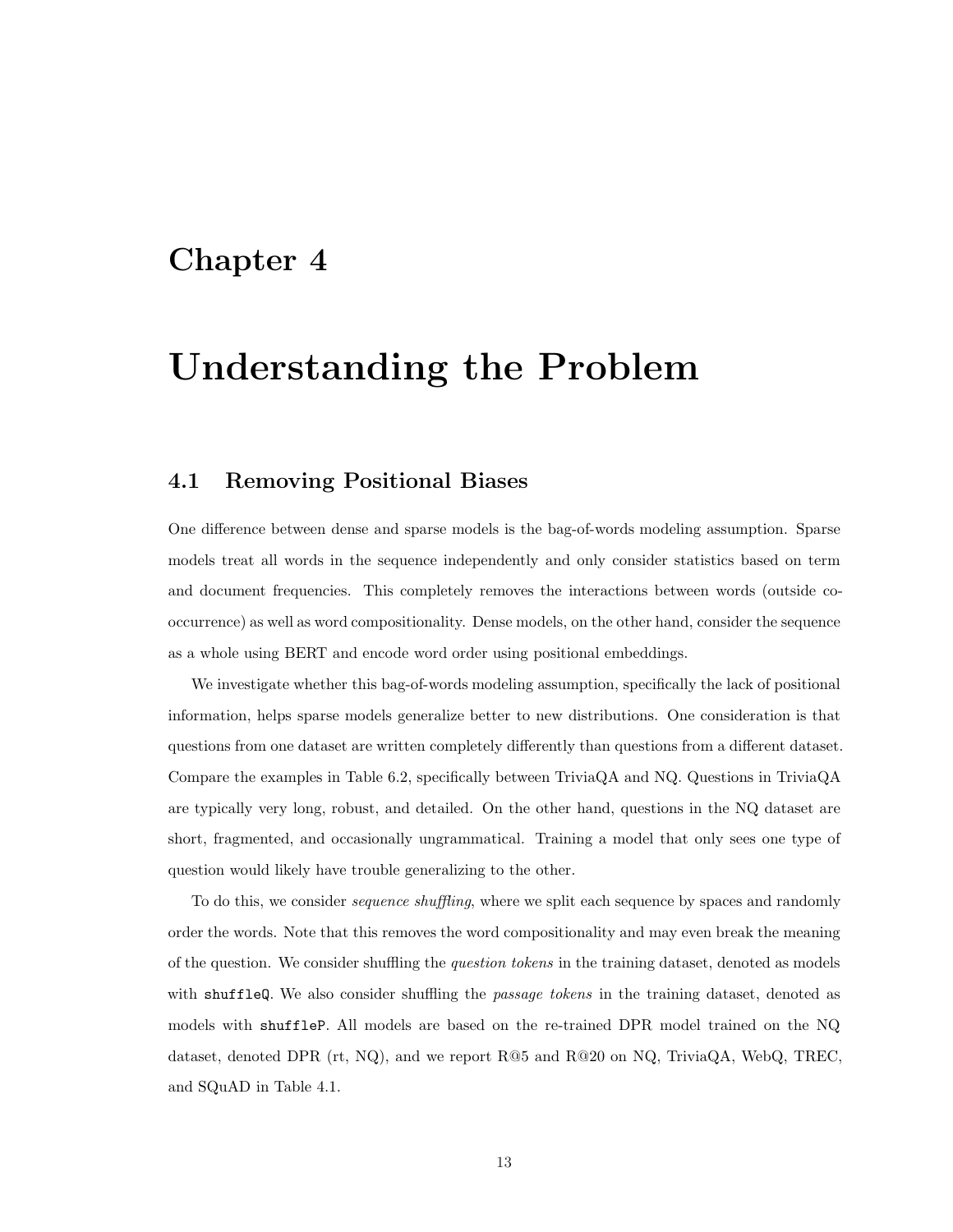# Chapter 4

# Understanding the Problem

## 4.1 Removing Positional Biases

One difference between dense and sparse models is the bag-of-words modeling assumption. Sparse models treat all words in the sequence independently and only consider statistics based on term and document frequencies. This completely removes the interactions between words (outside co-occurrence) as well as word compositionality. Dense models, on the other hand, consider the sequence as a whole using BERT and encode word order using positional embeddings.

We investigate whether this bag-of-words modeling assumption, specifically the lack of positional information, helps sparse models generalize better to new distributions. One consideration is that questions from one dataset are written completely differently than questions from a different dataset. Compare the examples in Table 6.2, specifically between TriviaQA and NQ. Questions in TriviaQA are typically very long, robust, and detailed. On the other hand, questions in the NQ dataset are short, fragmented, and occasionally ungrammatical. Training a model that only sees one type of question would likely have trouble generalizing to the other.

To do this, we consider *sequence shuffling*, where we split each sequence by spaces and randomly order the words. Note that this removes the word compositionality and may even break the meaning of the question. We consider shuffling the *question tokens* in the training dataset, denoted as models with `shuffleQ`. We also consider shuffling the *passage tokens* in the training dataset, denoted as models with `shuffleP`. All models are based on the re-trained DPR model trained on the NQ dataset, denoted DPR (rt, NQ), and we report R@5 and R@20 on NQ, TriviaQA, WebQ, TREC, and SQuAD in Table 4.1.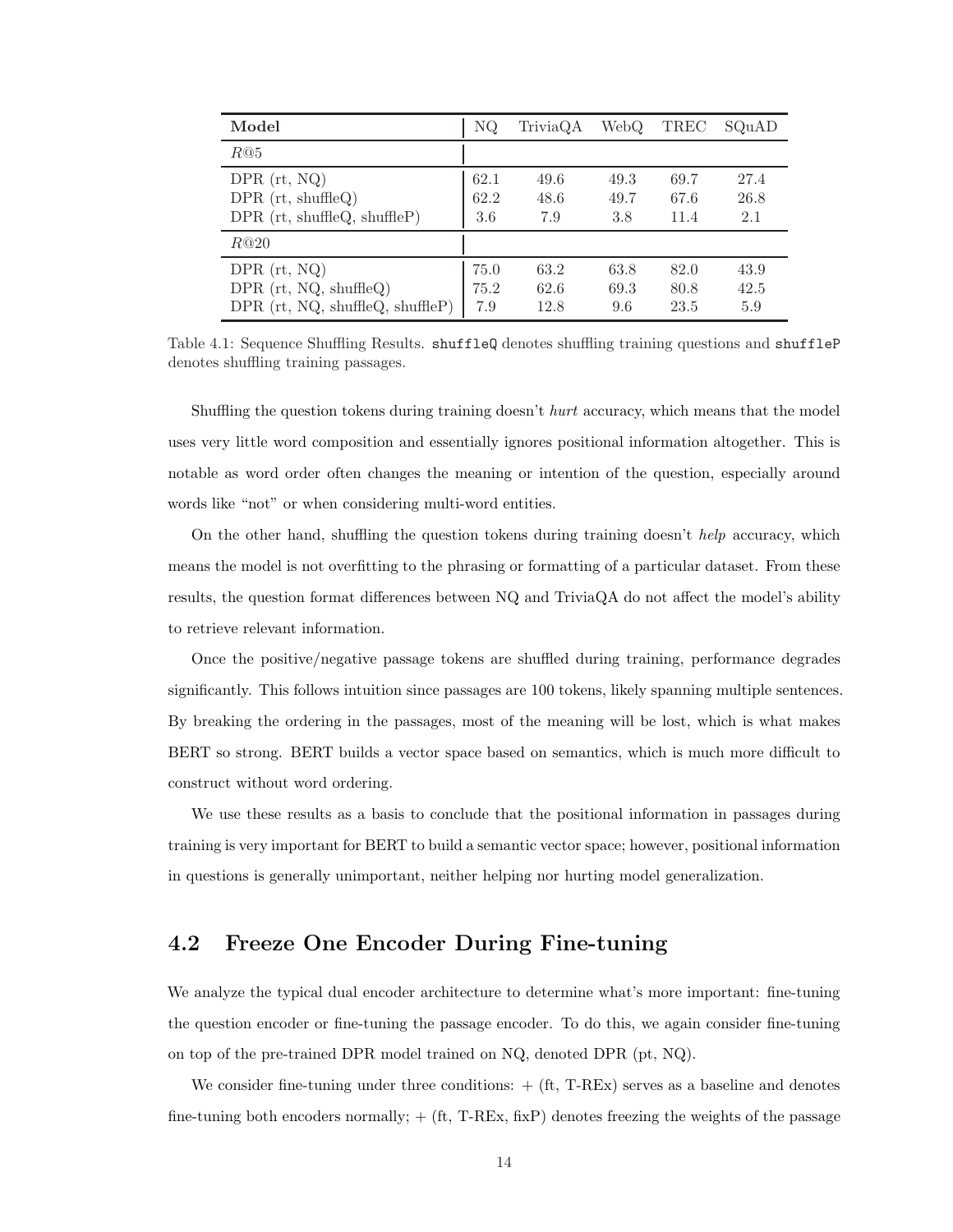| Model | NQ | TriviaQA | WebQ | TREC | SQuAD |
| --- | --- | --- | --- | --- | --- |
| *R*@5 | | | | | |
| DPR (rt, NQ) | 62.1 | 49.6 | 49.3 | 69.7 | 27.4 |
| DPR (rt, shuffleQ) | 62.2 | 48.6 | 49.7 | 67.6 | 26.8 |
| DPR (rt, shuffleQ, shuffleP) | 3.6 | 7.9 | 3.8 | 11.4 | 2.1 |
| *R*@20 | | | | | |
| DPR (rt, NQ) | 75.0 | 63.2 | 63.8 | 82.0 | 43.9 |
| DPR (rt, NQ, shuffleQ) | 75.2 | 62.6 | 69.3 | 80.8 | 42.5 |
| DPR (rt, NQ, shuffleQ, shuffleP) | 7.9 | 12.8 | 9.6 | 23.5 | 5.9 |

Table 4.1: Sequence Shuffling Results. `shuffleQ` denotes shuffling training questions and `shuffleP` denotes shuffling training passages.

Shuffling the question tokens during training doesn't *hurt* accuracy, which means that the model uses very little word composition and essentially ignores positional information altogether. This is notable as word order often changes the meaning or intention of the question, especially around words like "not" or when considering multi-word entities.

On the other hand, shuffling the question tokens during training doesn't *help* accuracy, which means the model is not overfitting to the phrasing or formatting of a particular dataset. From these results, the question format differences between NQ and TriviaQA do not affect the model's ability to retrieve relevant information.

Once the positive/negative passage tokens are shuffled during training, performance degrades significantly. This follows intuition since passages are 100 tokens, likely spanning multiple sentences. By breaking the ordering in the passages, most of the meaning will be lost, which is what makes BERT so strong. BERT builds a vector space based on semantics, which is much more difficult to construct without word ordering.

We use these results as a basis to conclude that the positional information in passages during training is very important for BERT to build a semantic vector space; however, positional information in questions is generally unimportant, neither helping nor hurting model generalization.

## 4.2 Freeze One Encoder During Fine-tuning

We analyze the typical dual encoder architecture to determine what's more important: fine-tuning the question encoder or fine-tuning the passage encoder. To do this, we again consider fine-tuning on top of the pre-trained DPR model trained on NQ, denoted DPR (pt, NQ).

We consider fine-tuning under three conditions: + (ft, T-REx) serves as a baseline and denotes fine-tuning both encoders normally; + (ft, T-REx, fixP) denotes freezing the weights of the passage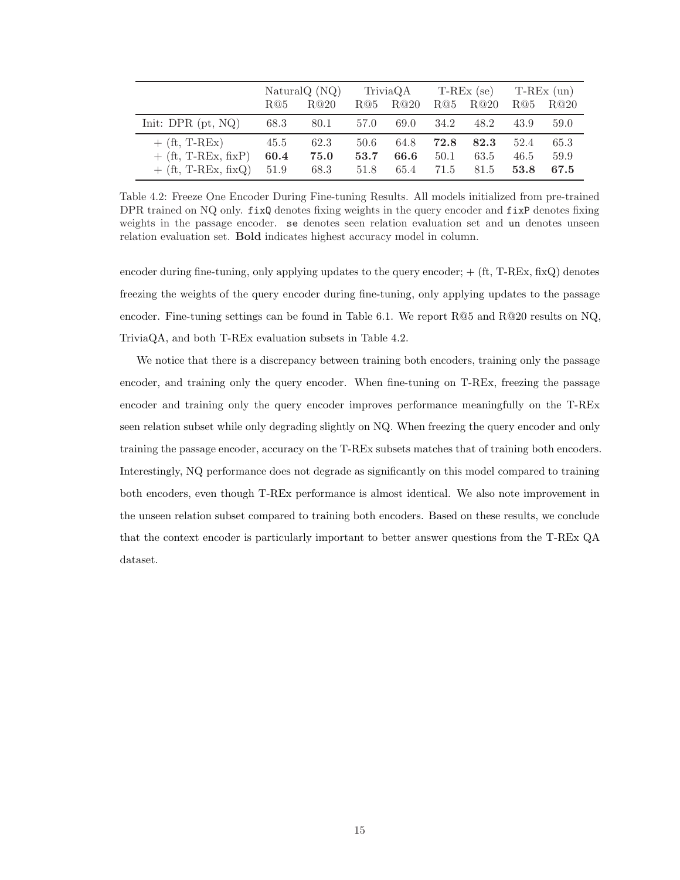| | NaturalQ (NQ) | | TriviaQA | | T-REx (se) | | T-REx (un) | |
|---|---|---|---|---|---|---|---|---|
| | R@5 | R@20 | R@5 | R@20 | R@5 | R@20 | R@5 | R@20 |
| Init: DPR (pt, NQ) | 68.3 | 80.1 | 57.0 | 69.0 | 34.2 | 48.2 | 43.9 | 59.0 |
| + (ft, T-REx) | 45.5 | 62.3 | 50.6 | 64.8 | **72.8** | **82.3** | 52.4 | 65.3 |
| + (ft, T-REx, fixP) | **60.4** | **75.0** | **53.7** | **66.6** | 50.1 | 63.5 | 46.5 | 59.9 |
| + (ft, T-REx, fixQ) | 51.9 | 68.3 | 51.8 | 65.4 | 71.5 | 81.5 | **53.8** | **67.5** |

Table 4.2: Freeze One Encoder During Fine-tuning Results. All models initialized from pre-trained DPR trained on NQ only. `fixQ` denotes fixing weights in the query encoder and `fixP` denotes fixing weights in the passage encoder. `se` denotes seen relation evaluation set and `un` denotes unseen relation evaluation set. **Bold** indicates highest accuracy model in column.

encoder during fine-tuning, only applying updates to the query encoder; + (ft, T-REx, fixQ) denotes freezing the weights of the query encoder during fine-tuning, only applying updates to the passage encoder. Fine-tuning settings can be found in Table 6.1. We report R@5 and R@20 results on NQ, TriviaQA, and both T-REx evaluation subsets in Table 4.2.

We notice that there is a discrepancy between training both encoders, training only the passage encoder, and training only the query encoder. When fine-tuning on T-REx, freezing the passage encoder and training only the query encoder improves performance meaningfully on the T-REx seen relation subset while only degrading slightly on NQ. When freezing the query encoder and only training the passage encoder, accuracy on the T-REx subsets matches that of training both encoders. Interestingly, NQ performance does not degrade as significantly on this model compared to training both encoders, even though T-REx performance is almost identical. We also note improvement in the unseen relation subset compared to training both encoders. Based on these results, we conclude that the context encoder is particularly important to better answer questions from the T-REx QA dataset.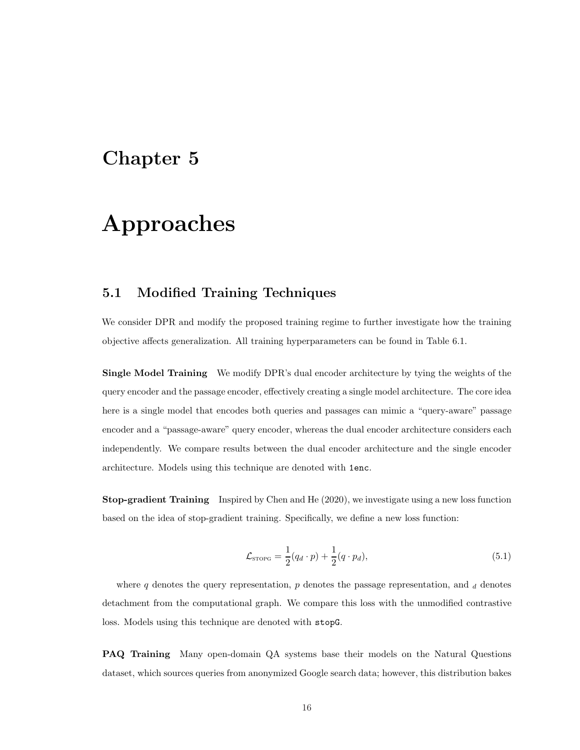# Chapter 5

# Approaches

## 5.1 Modified Training Techniques

We consider DPR and modify the proposed training regime to further investigate how the training objective affects generalization. All training hyperparameters can be found in Table 6.1.

**Single Model Training** We modify DPR's dual encoder architecture by tying the weights of the query encoder and the passage encoder, effectively creating a single model architecture. The core idea here is a single model that encodes both queries and passages can mimic a "query-aware" passage encoder and a "passage-aware" query encoder, whereas the dual encoder architecture considers each independently. We compare results between the dual encoder architecture and the single encoder architecture. Models using this technique are denoted with `1enc`.

**Stop-gradient Training** Inspired by Chen and He (2020), we investigate using a new loss function based on the idea of stop-gradient training. Specifically, we define a new loss function:

$$\mathcal{L}_{\text{STOPG}} = \frac{1}{2}(q_d \cdot p) + \frac{1}{2}(q \cdot p_d), \tag{5.1}$$

where $q$ denotes the query representation, $p$ denotes the passage representation, and $_d$ denotes detachment from the computational graph. We compare this loss with the unmodified contrastive loss. Models using this technique are denoted with `stopG`.

**PAQ Training** Many open-domain QA systems base their models on the Natural Questions dataset, which sources queries from anonymized Google search data; however, this distribution bakes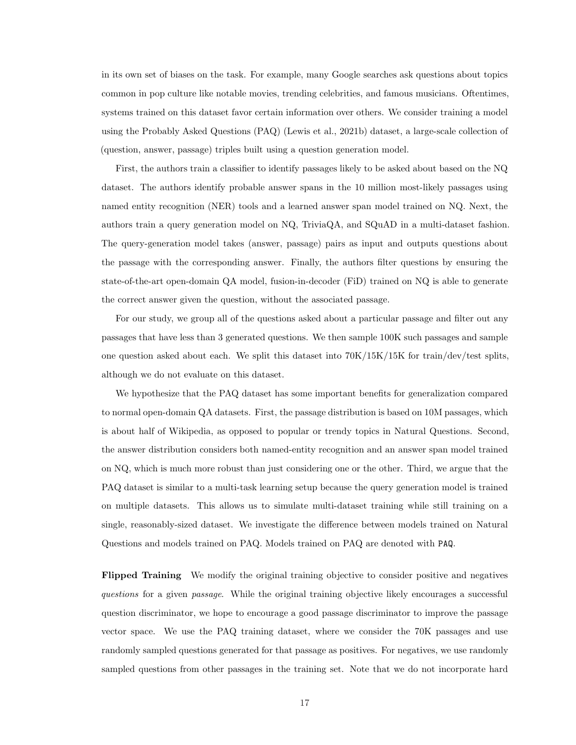in its own set of biases on the task. For example, many Google searches ask questions about topics common in pop culture like notable movies, trending celebrities, and famous musicians. Oftentimes, systems trained on this dataset favor certain information over others. We consider training a model using the Probably Asked Questions (PAQ) (Lewis et al., 2021b) dataset, a large-scale collection of (question, answer, passage) triples built using a question generation model.

First, the authors train a classifier to identify passages likely to be asked about based on the NQ dataset. The authors identify probable answer spans in the 10 million most-likely passages using named entity recognition (NER) tools and a learned answer span model trained on NQ. Next, the authors train a query generation model on NQ, TriviaQA, and SQuAD in a multi-dataset fashion. The query-generation model takes (answer, passage) pairs as input and outputs questions about the passage with the corresponding answer. Finally, the authors filter questions by ensuring the state-of-the-art open-domain QA model, fusion-in-decoder (FiD) trained on NQ is able to generate the correct answer given the question, without the associated passage.

For our study, we group all of the questions asked about a particular passage and filter out any passages that have less than 3 generated questions. We then sample 100K such passages and sample one question asked about each. We split this dataset into 70K/15K/15K for train/dev/test splits, although we do not evaluate on this dataset.

We hypothesize that the PAQ dataset has some important benefits for generalization compared to normal open-domain QA datasets. First, the passage distribution is based on 10M passages, which is about half of Wikipedia, as opposed to popular or trendy topics in Natural Questions. Second, the answer distribution considers both named-entity recognition and an answer span model trained on NQ, which is much more robust than just considering one or the other. Third, we argue that the PAQ dataset is similar to a multi-task learning setup because the query generation model is trained on multiple datasets. This allows us to simulate multi-dataset training while still training on a single, reasonably-sized dataset. We investigate the difference between models trained on Natural Questions and models trained on PAQ. Models trained on PAQ are denoted with `PAQ`.

**Flipped Training** We modify the original training objective to consider positive and negatives *questions* for a given *passage*. While the original training objective likely encourages a successful question discriminator, we hope to encourage a good passage discriminator to improve the passage vector space. We use the PAQ training dataset, where we consider the 70K passages and use randomly sampled questions generated for that passage as positives. For negatives, we use randomly sampled questions from other passages in the training set. Note that we do not incorporate hard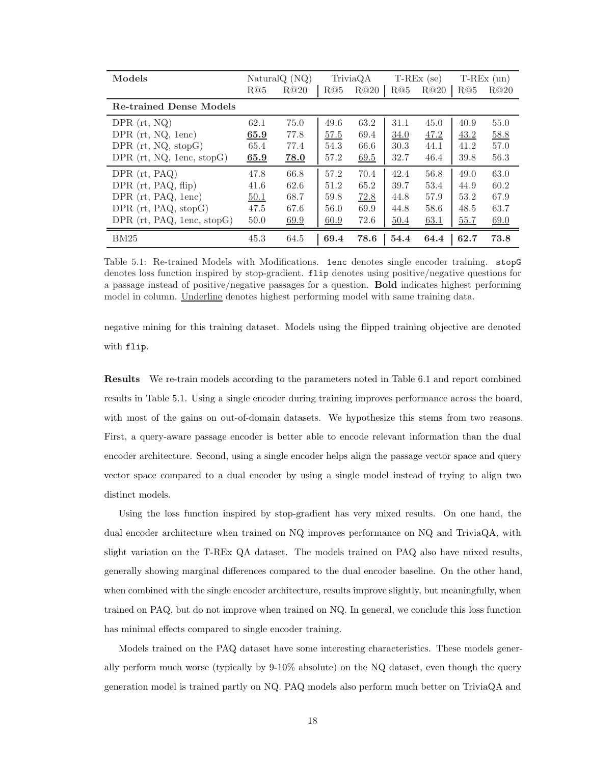| Models | NaturalQ (NQ) | | TriviaQA | | T-REx (se) | | T-REx (un) | |
|---|---|---|---|---|---|---|---|---|
| | R@5 | R@20 | R@5 | R@20 | R@5 | R@20 | R@5 | R@20 |
| **Re-trained Dense Models** | | | | | | | | |
| DPR (rt, NQ) | 62.1 | 75.0 | 49.6 | 63.2 | 31.1 | 45.0 | 40.9 | 55.0 |
| DPR (rt, NQ, 1enc) | <u>**65.9**</u> | 77.8 | <u>57.5</u> | 69.4 | <u>34.0</u> | <u>47.2</u> | <u>43.2</u> | <u>58.8</u> |
| DPR (rt, NQ, stopG) | 65.4 | 77.4 | 54.3 | 66.6 | 30.3 | 44.1 | 41.2 | 57.0 |
| DPR (rt, NQ, 1enc, stopG) | <u>**65.9**</u> | <u>**78.0**</u> | 57.2 | <u>69.5</u> | 32.7 | 46.4 | 39.8 | 56.3 |
| DPR (rt, PAQ) | 47.8 | 66.8 | 57.2 | 70.4 | 42.4 | 56.8 | 49.0 | 63.0 |
| DPR (rt, PAQ, flip) | 41.6 | 62.6 | 51.2 | 65.2 | 39.7 | 53.4 | 44.9 | 60.2 |
| DPR (rt, PAQ, 1enc) | <u>50.1</u> | 68.7 | 59.8 | <u>72.8</u> | 44.8 | 57.9 | 53.2 | 67.9 |
| DPR (rt, PAQ, stopG) | 47.5 | 67.6 | 56.0 | 69.9 | 44.8 | 58.6 | 48.5 | 63.7 |
| DPR (rt, PAQ, 1enc, stopG) | 50.0 | <u>69.9</u> | <u>60.9</u> | 72.6 | <u>50.4</u> | <u>63.1</u> | <u>55.7</u> | <u>69.0</u> |
| BM25 | 45.3 | 64.5 | **69.4** | **78.6** | **54.4** | **64.4** | **62.7** | **73.8** |

Table 5.1: Re-trained Models with Modifications. `1enc` denotes single encoder training. `stopG` denotes loss function inspired by stop-gradient. `flip` denotes using positive/negative questions for a passage instead of positive/negative passages for a question. **Bold** indicates highest performing model in column. <u>Underline</u> denotes highest performing model with same training data.

negative mining for this training dataset. Models using the flipped training objective are denoted with `flip`.

**Results** We re-train models according to the parameters noted in Table 6.1 and report combined results in Table 5.1. Using a single encoder during training improves performance across the board, with most of the gains on out-of-domain datasets. We hypothesize this stems from two reasons. First, a query-aware passage encoder is better able to encode relevant information than the dual encoder architecture. Second, using a single encoder helps align the passage vector space and query vector space compared to a dual encoder by using a single model instead of trying to align two distinct models.

Using the loss function inspired by stop-gradient has very mixed results. On one hand, the dual encoder architecture when trained on NQ improves performance on NQ and TriviaQA, with slight variation on the T-REx QA dataset. The models trained on PAQ also have mixed results, generally showing marginal differences compared to the dual encoder baseline. On the other hand, when combined with the single encoder architecture, results improve slightly, but meaningfully, when trained on PAQ, but do not improve when trained on NQ. In general, we conclude this loss function has minimal effects compared to single encoder training.

Models trained on the PAQ dataset have some interesting characteristics. These models generally perform much worse (typically by 9-10% absolute) on the NQ dataset, even though the query generation model is trained partly on NQ. PAQ models also perform much better on TriviaQA and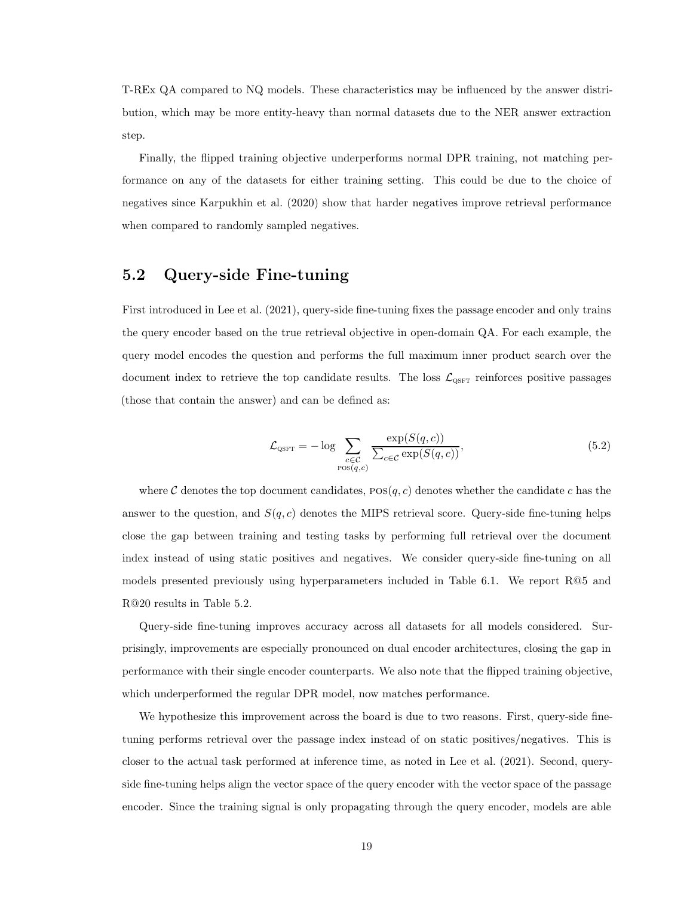T-REx QA compared to NQ models. These characteristics may be influenced by the answer distribution, which may be more entity-heavy than normal datasets due to the NER answer extraction step.

Finally, the flipped training objective underperforms normal DPR training, not matching performance on any of the datasets for either training setting. This could be due to the choice of negatives since Karpukhin et al. (2020) show that harder negatives improve retrieval performance when compared to randomly sampled negatives.

## 5.2 Query-side Fine-tuning

First introduced in Lee et al. (2021), query-side fine-tuning fixes the passage encoder and only trains the query encoder based on the true retrieval objective in open-domain QA. For each example, the query model encodes the question and performs the full maximum inner product search over the document index to retrieve the top candidate results. The loss $\mathcal{L}_{\text{QSFT}}$ reinforces positive passages (those that contain the answer) and can be defined as:

$$\mathcal{L}_{\text{QSFT}} = -\log \sum_{\substack{c \in \mathcal{C} \\ \text{POS}(q,c)}} \frac{\exp(S(q,c))}{\sum_{c \in \mathcal{C}} \exp(S(q,c))}, \tag{5.2}$$

where $\mathcal{C}$ denotes the top document candidates, $\text{POS}(q,c)$ denotes whether the candidate $c$ has the answer to the question, and $S(q,c)$ denotes the MIPS retrieval score. Query-side fine-tuning helps close the gap between training and testing tasks by performing full retrieval over the document index instead of using static positives and negatives. We consider query-side fine-tuning on all models presented previously using hyperparameters included in Table 6.1. We report R@5 and R@20 results in Table 5.2.

Query-side fine-tuning improves accuracy across all datasets for all models considered. Surprisingly, improvements are especially pronounced on dual encoder architectures, closing the gap in performance with their single encoder counterparts. We also note that the flipped training objective, which underperformed the regular DPR model, now matches performance.

We hypothesize this improvement across the board is due to two reasons. First, query-side fine-tuning performs retrieval over the passage index instead of on static positives/negatives. This is closer to the actual task performed at inference time, as noted in Lee et al. (2021). Second, query-side fine-tuning helps align the vector space of the query encoder with the vector space of the passage encoder. Since the training signal is only propagating through the query encoder, models are able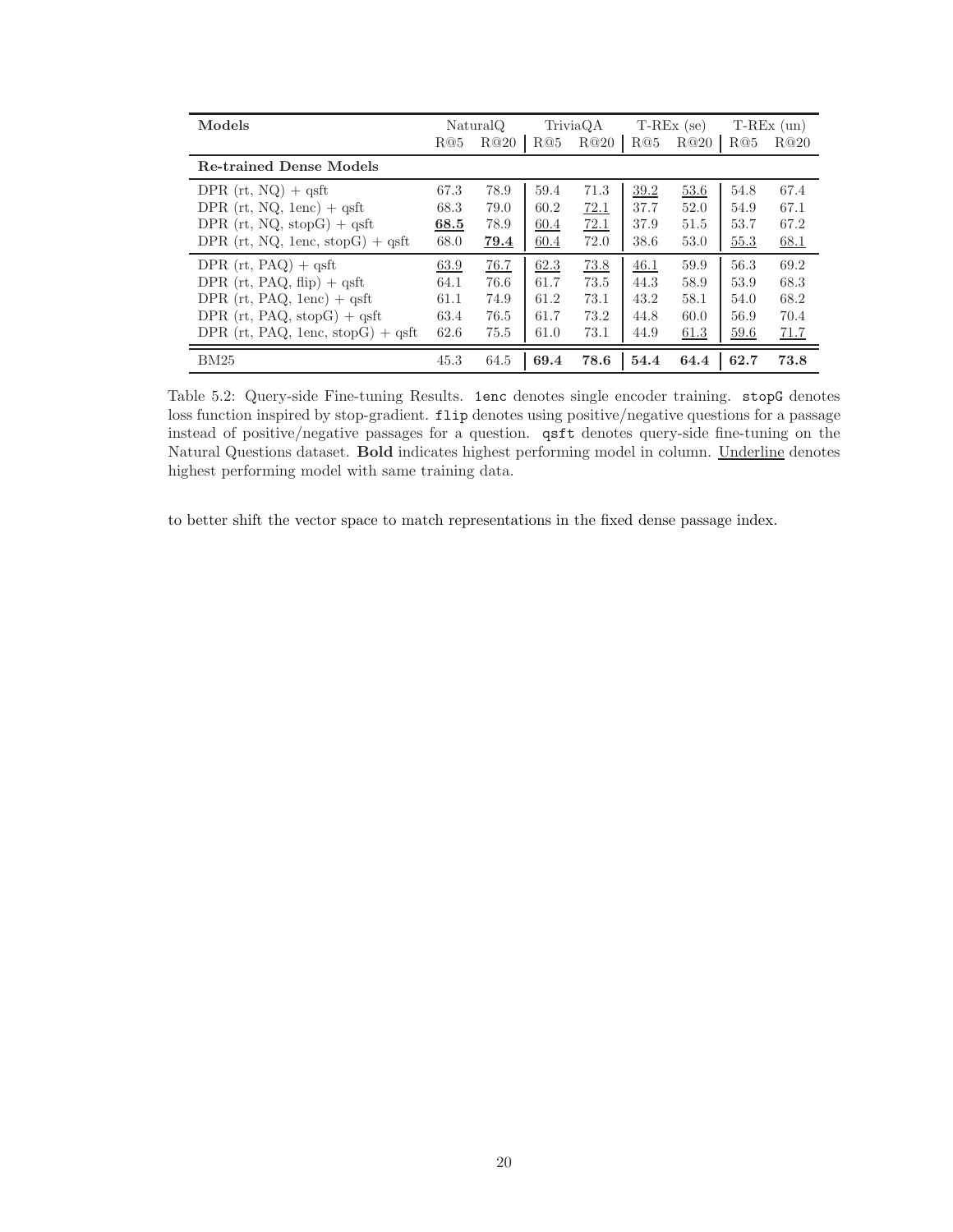| Models | NaturalQ | | TriviaQA | | T-REx (se) | | T-REx (un) | |
|---|---|---|---|---|---|---|---|---|
| | R@5 | R@20 | R@5 | R@20 | R@5 | R@20 | R@5 | R@20 |
| **Re-trained Dense Models** | | | | | | | | |
| DPR (rt, NQ) + qsft | 67.3 | 78.9 | 59.4 | 71.3 | <u>39.2</u> | <u>53.6</u> | 54.8 | 67.4 |
| DPR (rt, NQ, 1enc) + qsft | 68.3 | 79.0 | 60.2 | <u>72.1</u> | 37.7 | 52.0 | 54.9 | 67.1 |
| DPR (rt, NQ, stopG) + qsft | <u>**68.5**</u> | 78.9 | <u>60.4</u> | <u>72.1</u> | 37.9 | 51.5 | 53.7 | 67.2 |
| DPR (rt, NQ, 1enc, stopG) + qsft | 68.0 | <u>**79.4**</u> | <u>60.4</u> | 72.0 | 38.6 | 53.0 | <u>55.3</u> | <u>68.1</u> |
| DPR (rt, PAQ) + qsft | <u>63.9</u> | <u>76.7</u> | <u>62.3</u> | <u>73.8</u> | <u>46.1</u> | 59.9 | 56.3 | 69.2 |
| DPR (rt, PAQ, flip) + qsft | 64.1 | 76.6 | 61.7 | 73.5 | 44.3 | 58.9 | 53.9 | 68.3 |
| DPR (rt, PAQ, 1enc) + qsft | 61.1 | 74.9 | 61.2 | 73.1 | 43.2 | 58.1 | 54.0 | 68.2 |
| DPR (rt, PAQ, stopG) + qsft | 63.4 | 76.5 | 61.7 | 73.2 | 44.8 | 60.0 | 56.9 | 70.4 |
| DPR (rt, PAQ, 1enc, stopG) + qsft | 62.6 | 75.5 | 61.0 | 73.1 | 44.9 | <u>61.3</u> | <u>59.6</u> | <u>71.7</u> |
| BM25 | 45.3 | 64.5 | **69.4** | **78.6** | **54.4** | **64.4** | **62.7** | **73.8** |

Table 5.2: Query-side Fine-tuning Results. `1enc` denotes single encoder training. `stopG` denotes loss function inspired by stop-gradient. `flip` denotes using positive/negative questions for a passage instead of positive/negative passages for a question. `qsft` denotes query-side fine-tuning on the Natural Questions dataset. **Bold** indicates highest performing model in column. <u>Underline</u> denotes highest performing model with same training data.

to better shift the vector space to match representations in the fixed dense passage index.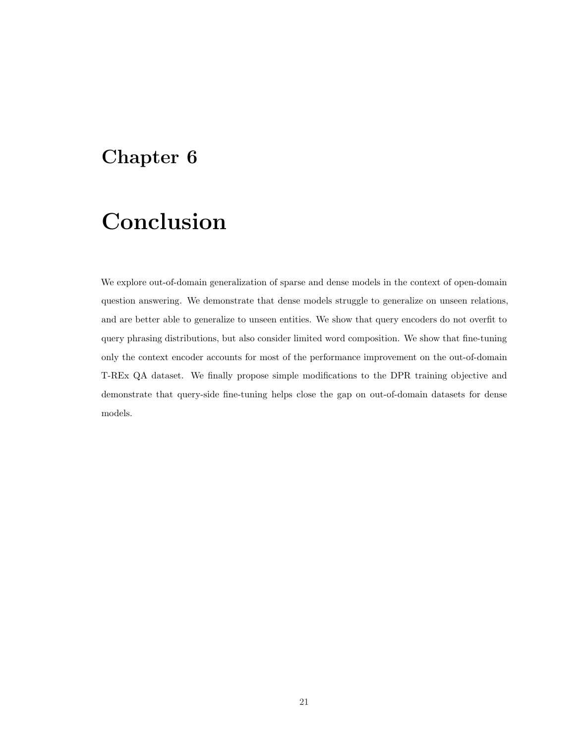# Chapter 6

# Conclusion

We explore out-of-domain generalization of sparse and dense models in the context of open-domain question answering. We demonstrate that dense models struggle to generalize on unseen relations, and are better able to generalize to unseen entities. We show that query encoders do not overfit to query phrasing distributions, but also consider limited word composition. We show that fine-tuning only the context encoder accounts for most of the performance improvement on the out-of-domain T-REx QA dataset. We finally propose simple modifications to the DPR training objective and demonstrate that query-side fine-tuning helps close the gap on out-of-domain datasets for dense models.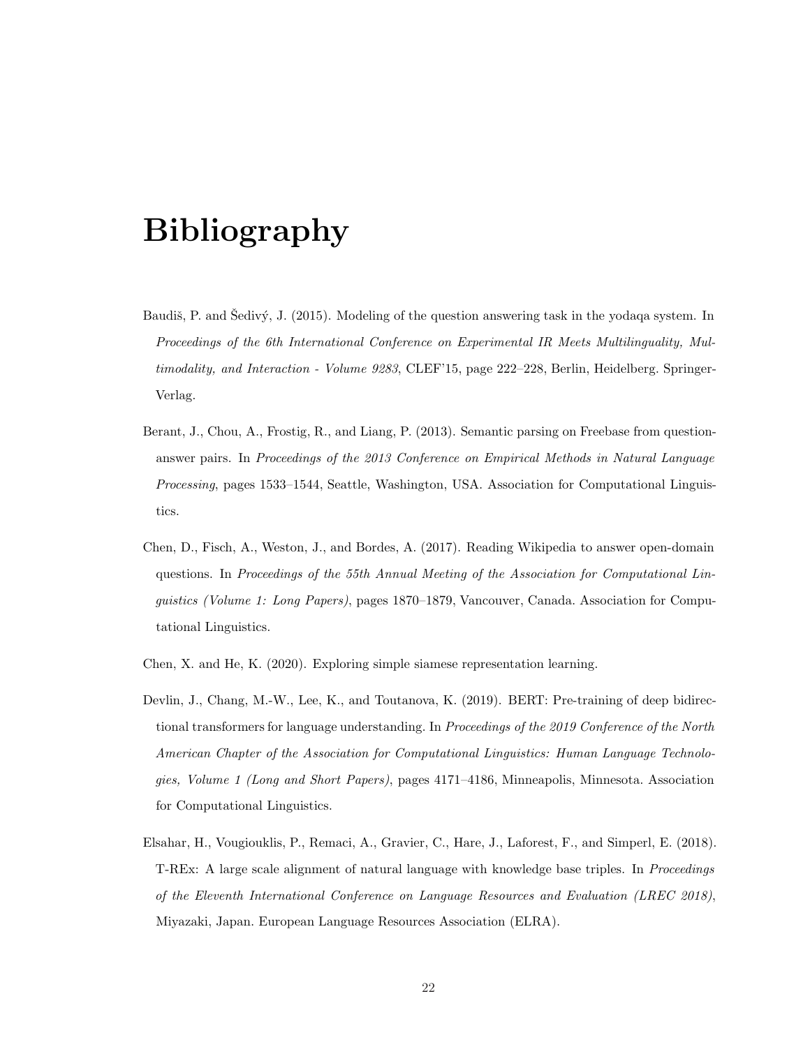# Bibliography

Baudiš, P. and Šedivý, J. (2015). Modeling of the question answering task in the yodaqa system. In *Proceedings of the 6th International Conference on Experimental IR Meets Multilinguality, Multimodality, and Interaction - Volume 9283*, CLEF'15, page 222–228, Berlin, Heidelberg. Springer-Verlag.

Berant, J., Chou, A., Frostig, R., and Liang, P. (2013). Semantic parsing on Freebase from question-answer pairs. In *Proceedings of the 2013 Conference on Empirical Methods in Natural Language Processing*, pages 1533–1544, Seattle, Washington, USA. Association for Computational Linguistics.

Chen, D., Fisch, A., Weston, J., and Bordes, A. (2017). Reading Wikipedia to answer open-domain questions. In *Proceedings of the 55th Annual Meeting of the Association for Computational Linguistics (Volume 1: Long Papers)*, pages 1870–1879, Vancouver, Canada. Association for Computational Linguistics.

Chen, X. and He, K. (2020). Exploring simple siamese representation learning.

Devlin, J., Chang, M.-W., Lee, K., and Toutanova, K. (2019). BERT: Pre-training of deep bidirectional transformers for language understanding. In *Proceedings of the 2019 Conference of the North American Chapter of the Association for Computational Linguistics: Human Language Technologies, Volume 1 (Long and Short Papers)*, pages 4171–4186, Minneapolis, Minnesota. Association for Computational Linguistics.

Elsahar, H., Vougiouklis, P., Remaci, A., Gravier, C., Hare, J., Laforest, F., and Simperl, E. (2018). T-REx: A large scale alignment of natural language with knowledge base triples. In *Proceedings of the Eleventh International Conference on Language Resources and Evaluation (LREC 2018)*, Miyazaki, Japan. European Language Resources Association (ELRA).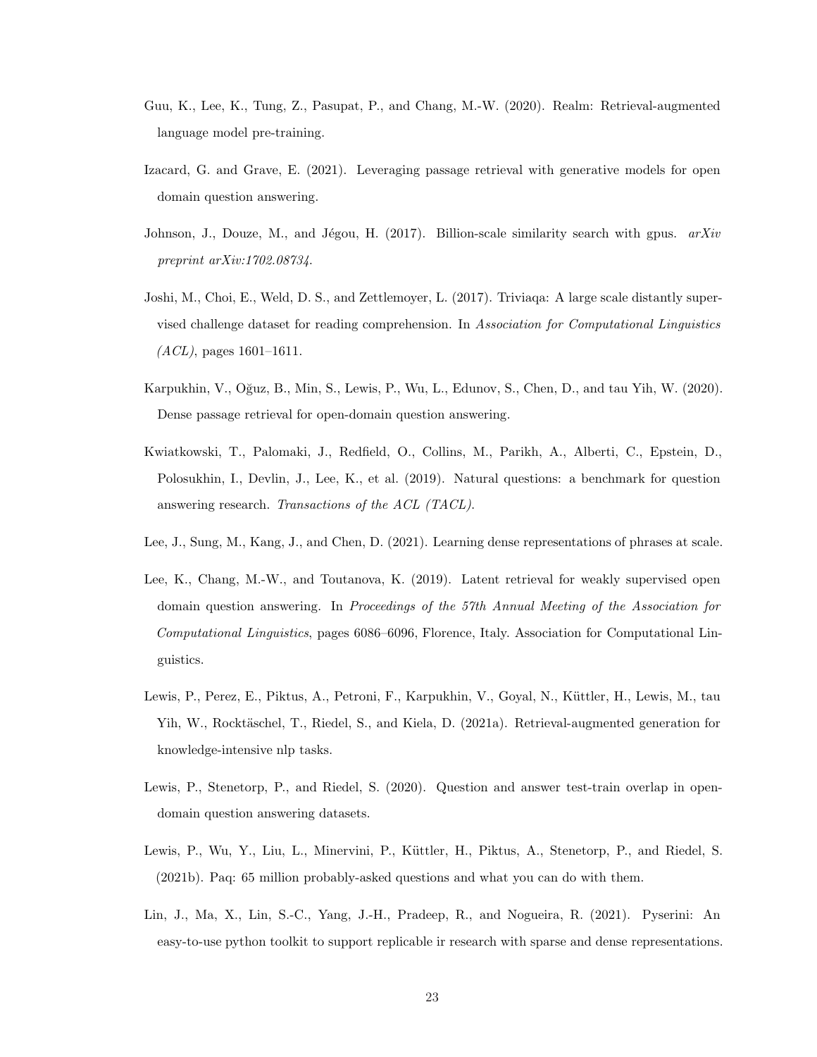Guu, K., Lee, K., Tung, Z., Pasupat, P., and Chang, M.-W. (2020). Realm: Retrieval-augmented language model pre-training.

Izacard, G. and Grave, E. (2021). Leveraging passage retrieval with generative models for open domain question answering.

Johnson, J., Douze, M., and Jégou, H. (2017). Billion-scale similarity search with gpus. *arXiv preprint arXiv:1702.08734*.

Joshi, M., Choi, E., Weld, D. S., and Zettlemoyer, L. (2017). Triviaqa: A large scale distantly supervised challenge dataset for reading comprehension. In *Association for Computational Linguistics (ACL)*, pages 1601–1611.

Karpukhin, V., Oğuz, B., Min, S., Lewis, P., Wu, L., Edunov, S., Chen, D., and tau Yih, W. (2020). Dense passage retrieval for open-domain question answering.

Kwiatkowski, T., Palomaki, J., Redfield, O., Collins, M., Parikh, A., Alberti, C., Epstein, D., Polosukhin, I., Devlin, J., Lee, K., et al. (2019). Natural questions: a benchmark for question answering research. *Transactions of the ACL (TACL)*.

Lee, J., Sung, M., Kang, J., and Chen, D. (2021). Learning dense representations of phrases at scale.

Lee, K., Chang, M.-W., and Toutanova, K. (2019). Latent retrieval for weakly supervised open domain question answering. In *Proceedings of the 57th Annual Meeting of the Association for Computational Linguistics*, pages 6086–6096, Florence, Italy. Association for Computational Linguistics.

Lewis, P., Perez, E., Piktus, A., Petroni, F., Karpukhin, V., Goyal, N., Küttler, H., Lewis, M., tau Yih, W., Rocktäschel, T., Riedel, S., and Kiela, D. (2021a). Retrieval-augmented generation for knowledge-intensive nlp tasks.

Lewis, P., Stenetorp, P., and Riedel, S. (2020). Question and answer test-train overlap in open-domain question answering datasets.

Lewis, P., Wu, Y., Liu, L., Minervini, P., Küttler, H., Piktus, A., Stenetorp, P., and Riedel, S. (2021b). Paq: 65 million probably-asked questions and what you can do with them.

Lin, J., Ma, X., Lin, S.-C., Yang, J.-H., Pradeep, R., and Nogueira, R. (2021). Pyserini: An easy-to-use python toolkit to support replicable ir research with sparse and dense representations.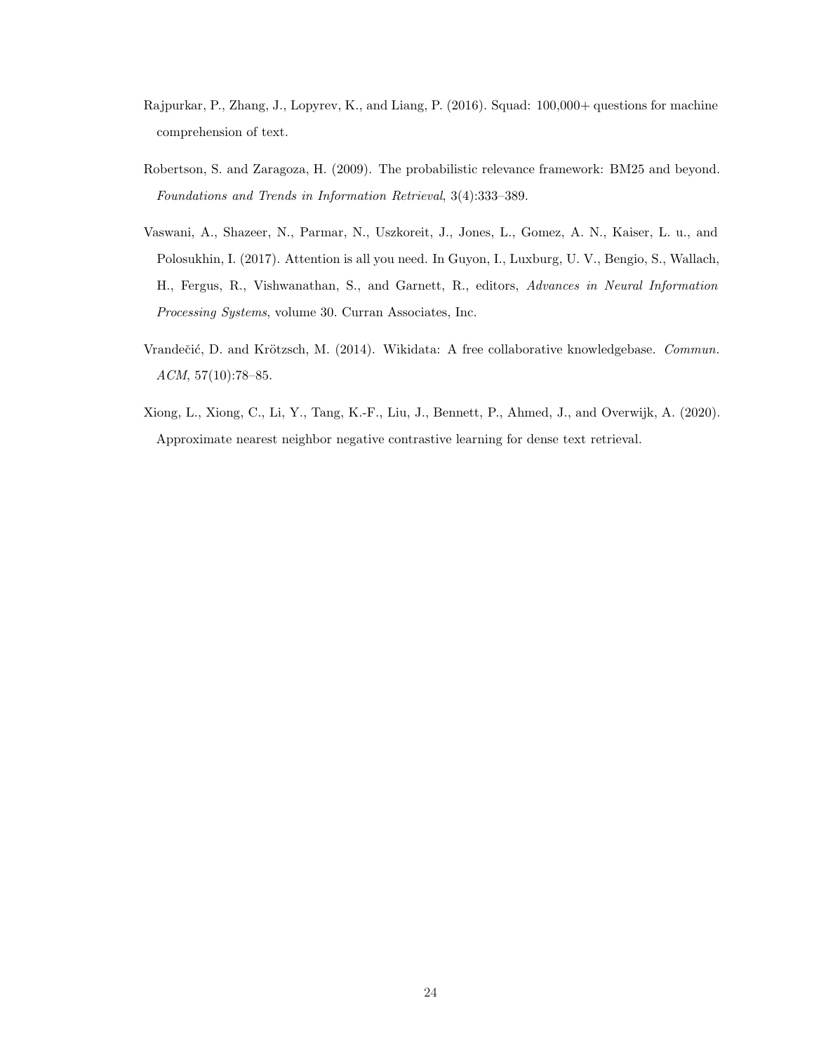Rajpurkar, P., Zhang, J., Lopyrev, K., and Liang, P. (2016). Squad: 100,000+ questions for machine comprehension of text.

Robertson, S. and Zaragoza, H. (2009). The probabilistic relevance framework: BM25 and beyond. *Foundations and Trends in Information Retrieval*, 3(4):333–389.

Vaswani, A., Shazeer, N., Parmar, N., Uszkoreit, J., Jones, L., Gomez, A. N., Kaiser, L. u., and Polosukhin, I. (2017). Attention is all you need. In Guyon, I., Luxburg, U. V., Bengio, S., Wallach, H., Fergus, R., Vishwanathan, S., and Garnett, R., editors, *Advances in Neural Information Processing Systems*, volume 30. Curran Associates, Inc.

Vrandečić, D. and Krötzsch, M. (2014). Wikidata: A free collaborative knowledgebase. *Commun. ACM*, 57(10):78–85.

Xiong, L., Xiong, C., Li, Y., Tang, K.-F., Liu, J., Bennett, P., Ahmed, J., and Overwijk, A. (2020). Approximate nearest neighbor negative contrastive learning for dense text retrieval.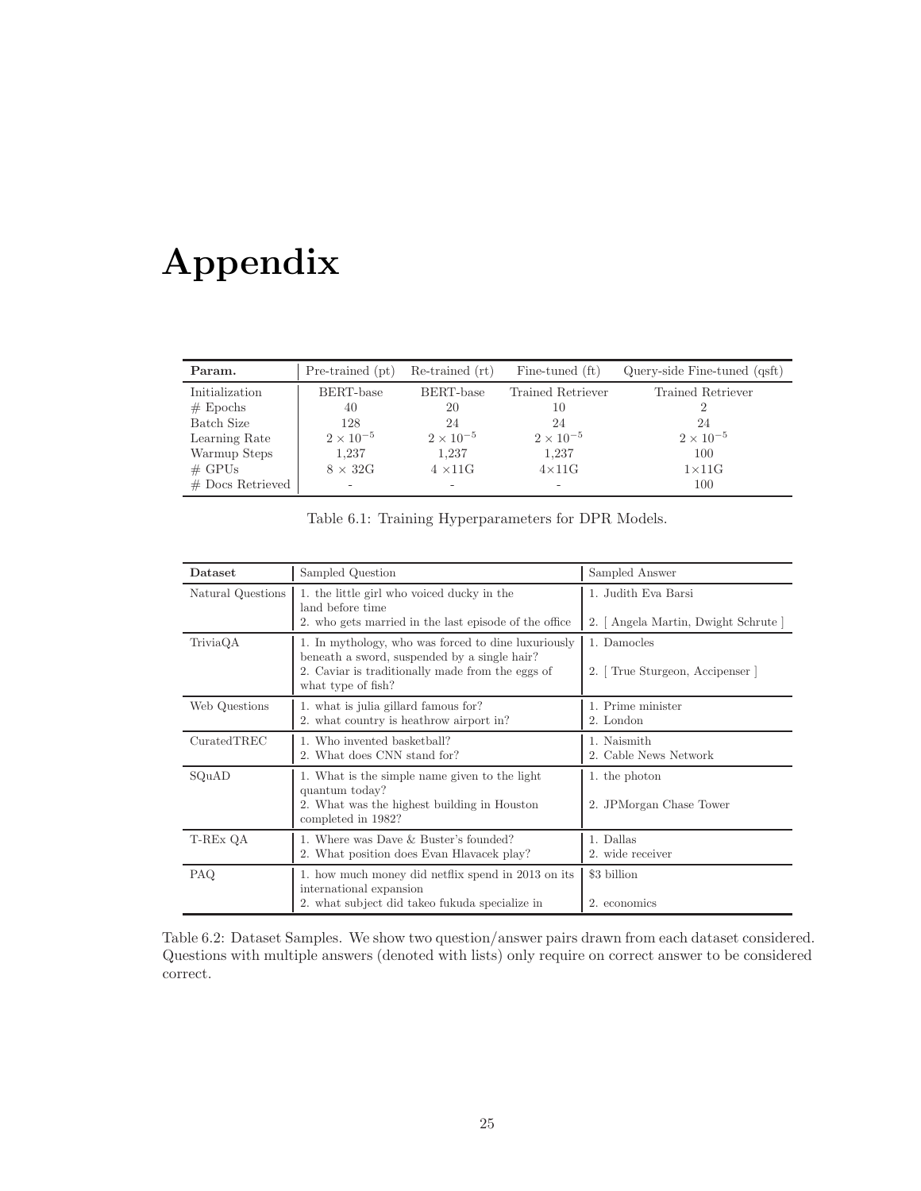# Appendix

| **Param.** | Pre-trained (pt) | Re-trained (rt) | Fine-tuned (ft) | Query-side Fine-tuned (qsft) |
|---|---|---|---|---|
| Initialization | BERT-base | BERT-base | Trained Retriever | Trained Retriever |
| # Epochs | 40 | 20 | 10 | 2 |
| Batch Size | 128 | 24 | 24 | 24 |
| Learning Rate | $2 \times 10^{-5}$ | $2 \times 10^{-5}$ | $2 \times 10^{-5}$ | $2 \times 10^{-5}$ |
| Warmup Steps | 1,237 | 1,237 | 1,237 | 100 |
| # GPUs | $8 \times$ 32G | $4 \times$11G | $4\times$11G | $1\times$11G |
| # Docs Retrieved | - | - | - | 100 |

Table 6.1: Training Hyperparameters for DPR Models.

| **Dataset** | Sampled Question | Sampled Answer |
|---|---|---|
| Natural Questions | 1. the little girl who voiced ducky in the land before time<br>2. who gets married in the last episode of the office | 1. Judith Eva Barsi<br>2. [ Angela Martin, Dwight Schrute ] |
| TriviaQA | 1. In mythology, who was forced to dine luxuriously beneath a sword, suspended by a single hair?<br>2. Caviar is traditionally made from the eggs of what type of fish? | 1. Damocles<br>2. [ True Sturgeon, Accipenser ] |
| Web Questions | 1. what is julia gillard famous for?<br>2. what country is heathrow airport in? | 1. Prime minister<br>2. London |
| CuratedTREC | 1. Who invented basketball?<br>2. What does CNN stand for? | 1. Naismith<br>2. Cable News Network |
| SQuAD | 1. What is the simple name given to the light quantum today?<br>2. What was the highest building in Houston completed in 1982? | 1. the photon<br>2. JPMorgan Chase Tower |
| T-REx QA | 1. Where was Dave & Buster's founded?<br>2. What position does Evan Hlavacek play? | 1. Dallas<br>2. wide receiver |
| PAQ | 1. how much money did netflix spend in 2013 on its international expansion<br>2. what subject did takeo fukuda specialize in | \$3 billion<br>2. economics |

Table 6.2: Dataset Samples. We show two question/answer pairs drawn from each dataset considered. Questions with multiple answers (denoted with lists) only require on correct answer to be considered correct.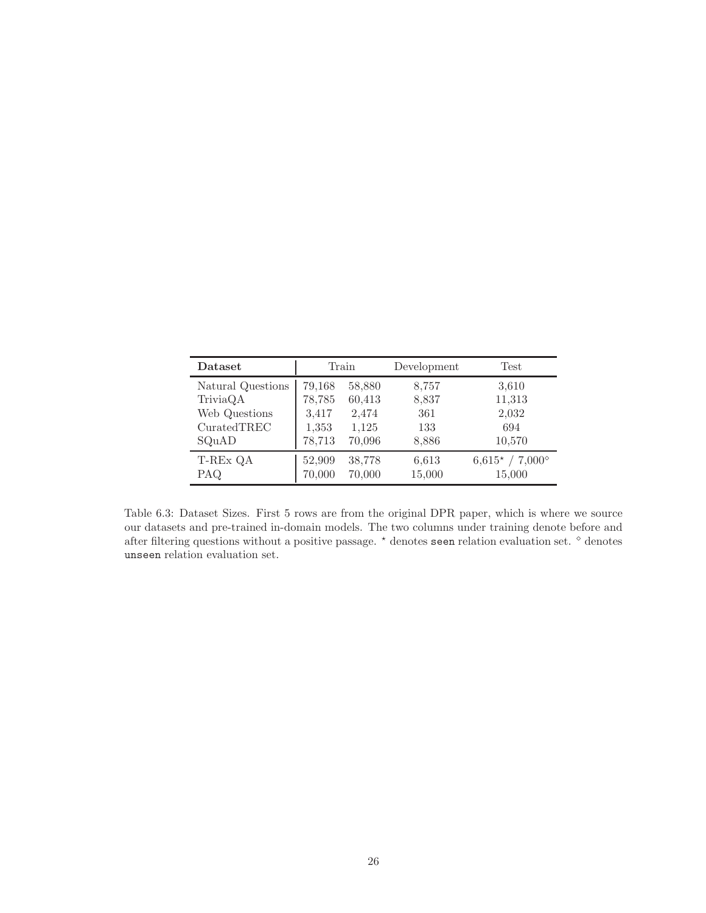| **Dataset** | Train | | Development | Test |
|---|---|---|---|---|
| Natural Questions | 79,168 | 58,880 | 8,757 | 3,610 |
| TriviaQA | 78,785 | 60,413 | 8,837 | 11,313 |
| Web Questions | 3,417 | 2,474 | 361 | 2,032 |
| CuratedTREC | 1,353 | 1,125 | 133 | 694 |
| SQuAD | 78,713 | 70,096 | 8,886 | 10,570 |
| T-REx QA | 52,909 | 38,778 | 6,613 | $6{,}615^{\star}$ / $7{,}000^{\diamond}$ |
| PAQ | 70,000 | 70,000 | 15,000 | 15,000 |

Table 6.3: Dataset Sizes. First 5 rows are from the original DPR paper, which is where we source our datasets and pre-trained in-domain models. The two columns under training denote before and after filtering questions without a positive passage. $^{\star}$ denotes `seen` relation evaluation set. $^{\diamond}$ denotes `unseen` relation evaluation set.